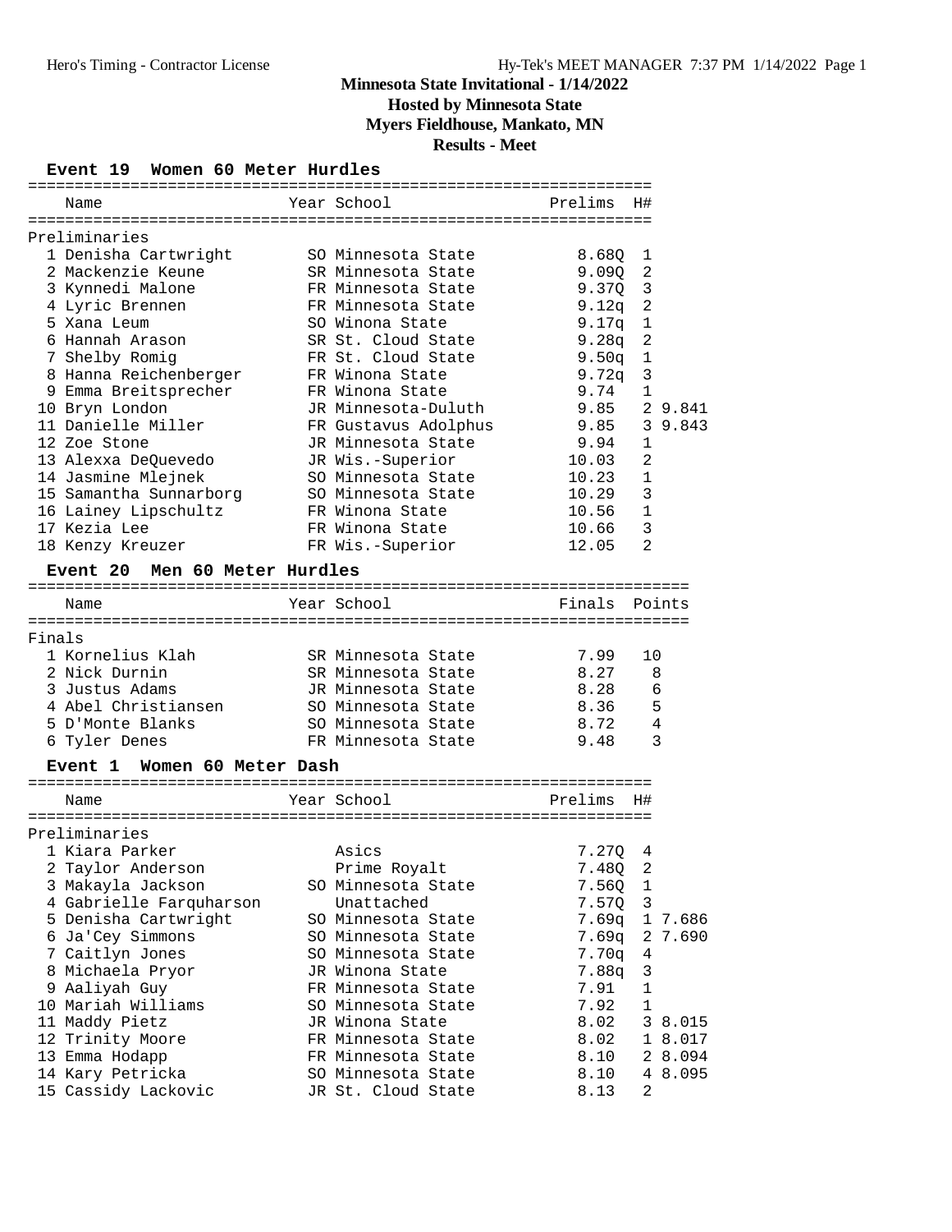# Minnesota State Invitational - 1/14/2022

## Hosted by Minnesota State

## Myers Fieldhouse, Mankato, MN

## Results - Meet

### Event 19 Women 60 Meter Hurdles

**Preliminaries**

| Place | Name | Year | School | Prelims | H# | |
|---|---|---|---|---|---|---|
| 1 | Denisha Cartwright | SO | Minnesota State | 8.68Q | 1 | |
| 2 | Mackenzie Keune | SR | Minnesota State | 9.09Q | 2 | |
| 3 | Kynnedi Malone | FR | Minnesota State | 9.37Q | 3 | |
| 4 | Lyric Brennen | FR | Minnesota State | 9.12q | 2 | |
| 5 | Xana Leum | SO | Winona State | 9.17q | 1 | |
| 6 | Hannah Arason | SR | St. Cloud State | 9.28q | 2 | |
| 7 | Shelby Romig | FR | St. Cloud State | 9.50q | 1 | |
| 8 | Hanna Reichenberger | FR | Winona State | 9.72q | 3 | |
| 9 | Emma Breitsprecher | FR | Winona State | 9.74 | 1 | |
| 10 | Bryn London | JR | Minnesota-Duluth | 9.85 | 2 | 9.841 |
| 11 | Danielle Miller | FR | Gustavus Adolphus | 9.85 | 3 | 9.843 |
| 12 | Zoe Stone | JR | Minnesota State | 9.94 | 1 | |
| 13 | Alexxa DeQuevedo | JR | Wis.-Superior | 10.03 | 2 | |
| 14 | Jasmine Mlejnek | SO | Minnesota State | 10.23 | 1 | |
| 15 | Samantha Sunnarborg | SO | Minnesota State | 10.29 | 3 | |
| 16 | Lainey Lipschultz | FR | Winona State | 10.56 | 1 | |
| 17 | Kezia Lee | FR | Winona State | 10.66 | 3 | |
| 18 | Kenzy Kreuzer | FR | Wis.-Superior | 12.05 | 2 | |

### Event 20 Men 60 Meter Hurdles

**Finals**

| Place | Name | Year | School | Finals | Points |
|---|---|---|---|---|---|
| 1 | Kornelius Klah | SR | Minnesota State | 7.99 | 10 |
| 2 | Nick Durnin | SR | Minnesota State | 8.27 | 8 |
| 3 | Justus Adams | JR | Minnesota State | 8.28 | 6 |
| 4 | Abel Christiansen | SO | Minnesota State | 8.36 | 5 |
| 5 | D'Monte Blanks | SO | Minnesota State | 8.72 | 4 |
| 6 | Tyler Denes | FR | Minnesota State | 9.48 | 3 |

### Event 1 Women 60 Meter Dash

**Preliminaries**

| Place | Name | Year | School | Prelims | H# | |
|---|---|---|---|---|---|---|
| 1 | Kiara Parker | | Asics | 7.27Q | 4 | |
| 2 | Taylor Anderson | | Prime Royalt | 7.48Q | 2 | |
| 3 | Makayla Jackson | SO | Minnesota State | 7.56Q | 1 | |
| 4 | Gabrielle Farquharson | | Unattached | 7.57Q | 3 | |
| 5 | Denisha Cartwright | SO | Minnesota State | 7.69q | 1 | 7.686 |
| 6 | Ja'Cey Simmons | SO | Minnesota State | 7.69q | 2 | 7.690 |
| 7 | Caitlyn Jones | SO | Minnesota State | 7.70q | 4 | |
| 8 | Michaela Pryor | JR | Winona State | 7.88q | 3 | |
| 9 | Aaliyah Guy | FR | Minnesota State | 7.91 | 1 | |
| 10 | Mariah Williams | SO | Minnesota State | 7.92 | 1 | |
| 11 | Maddy Pietz | JR | Winona State | 8.02 | 3 | 8.015 |
| 12 | Trinity Moore | FR | Minnesota State | 8.02 | 1 | 8.017 |
| 13 | Emma Hodapp | FR | Minnesota State | 8.10 | 2 | 8.094 |
| 14 | Kary Petricka | SO | Minnesota State | 8.10 | 4 | 8.095 |
| 15 | Cassidy Lackovic | JR | St. Cloud State | 8.13 | 2 | |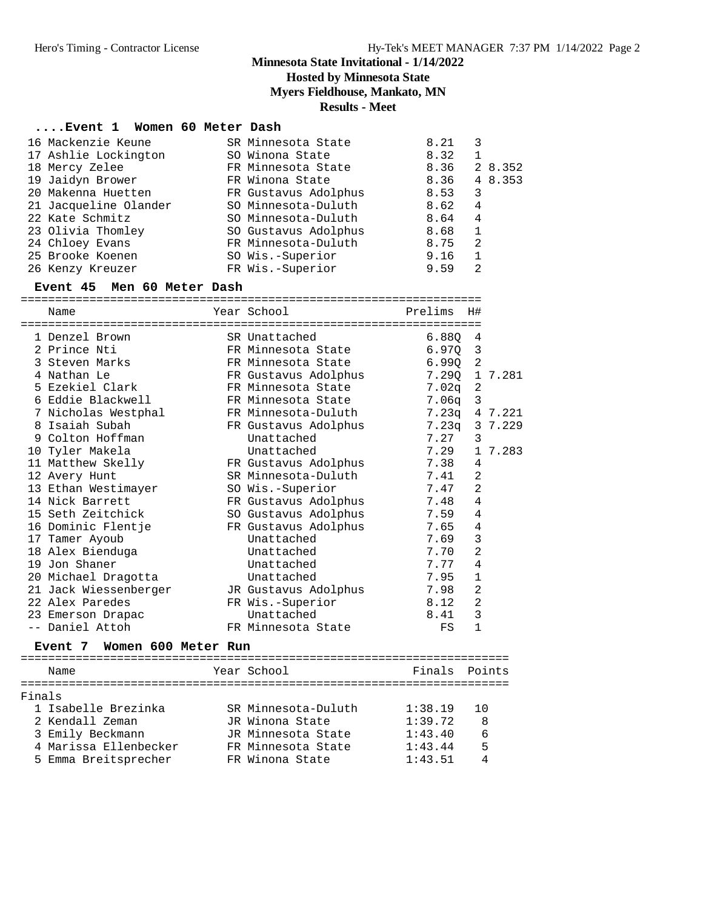# Minnesota State Invitational - 1/14/2022

## Hosted by Minnesota State

## Myers Fieldhouse, Mankato, MN

## Results - Meet

### ....Event 1 Women 60 Meter Dash

| Place | Name | Year | School | Prelims | H# | |
|---|---|---|---|---|---|---|
| 16 | Mackenzie Keune | SR | Minnesota State | 8.21 | 3 | |
| 17 | Ashlie Lockington | SO | Winona State | 8.32 | 1 | |
| 18 | Mercy Zelee | FR | Minnesota State | 8.36 | 2 | 8.352 |
| 19 | Jaidyn Brower | FR | Winona State | 8.36 | 4 | 8.353 |
| 20 | Makenna Huetten | FR | Gustavus Adolphus | 8.53 | 3 | |
| 21 | Jacqueline Olander | SO | Minnesota-Duluth | 8.62 | 4 | |
| 22 | Kate Schmitz | SO | Minnesota-Duluth | 8.64 | 4 | |
| 23 | Olivia Thomley | SO | Gustavus Adolphus | 8.68 | 1 | |
| 24 | Chloey Evans | FR | Minnesota-Duluth | 8.75 | 2 | |
| 25 | Brooke Koenen | SO | Wis.-Superior | 9.16 | 1 | |
| 26 | Kenzy Kreuzer | FR | Wis.-Superior | 9.59 | 2 | |

### Event 45 Men 60 Meter Dash

| Place | Name | Year | School | Prelims | H# | |
|---|---|---|---|---|---|---|
| 1 | Denzel Brown | SR | Unattached | 6.88Q | 4 | |
| 2 | Prince Nti | FR | Minnesota State | 6.97Q | 3 | |
| 3 | Steven Marks | FR | Minnesota State | 6.99Q | 2 | |
| 4 | Nathan Le | FR | Gustavus Adolphus | 7.29Q | 1 | 7.281 |
| 5 | Ezekiel Clark | FR | Minnesota State | 7.02q | 2 | |
| 6 | Eddie Blackwell | FR | Minnesota State | 7.06q | 3 | |
| 7 | Nicholas Westphal | FR | Minnesota-Duluth | 7.23q | 4 | 7.221 |
| 8 | Isaiah Subah | FR | Gustavus Adolphus | 7.23q | 3 | 7.229 |
| 9 | Colton Hoffman | | Unattached | 7.27 | 3 | |
| 10 | Tyler Makela | | Unattached | 7.29 | 1 | 7.283 |
| 11 | Matthew Skelly | FR | Gustavus Adolphus | 7.38 | 4 | |
| 12 | Avery Hunt | SR | Minnesota-Duluth | 7.41 | 2 | |
| 13 | Ethan Westimayer | SO | Wis.-Superior | 7.47 | 2 | |
| 14 | Nick Barrett | FR | Gustavus Adolphus | 7.48 | 4 | |
| 15 | Seth Zeitchick | SO | Gustavus Adolphus | 7.59 | 4 | |
| 16 | Dominic Flentje | FR | Gustavus Adolphus | 7.65 | 4 | |
| 17 | Tamer Ayoub | | Unattached | 7.69 | 3 | |
| 18 | Alex Bienduga | | Unattached | 7.70 | 2 | |
| 19 | Jon Shaner | | Unattached | 7.77 | 4 | |
| 20 | Michael Dragotta | | Unattached | 7.95 | 1 | |
| 21 | Jack Wiessenberger | JR | Gustavus Adolphus | 7.98 | 2 | |
| 22 | Alex Paredes | FR | Wis.-Superior | 8.12 | 2 | |
| 23 | Emerson Drapac | | Unattached | 8.41 | 3 | |
| -- | Daniel Attoh | FR | Minnesota State | FS | 1 | |

### Event 7 Women 600 Meter Run

Finals

| Place | Name | Year | School | Finals | Points |
|---|---|---|---|---|---|
| 1 | Isabelle Brezinka | SR | Minnesota-Duluth | 1:38.19 | 10 |
| 2 | Kendall Zeman | JR | Winona State | 1:39.72 | 8 |
| 3 | Emily Beckmann | JR | Minnesota State | 1:43.40 | 6 |
| 4 | Marissa Ellenbecker | FR | Minnesota State | 1:43.44 | 5 |
| 5 | Emma Breitsprecher | FR | Winona State | 1:43.51 | 4 |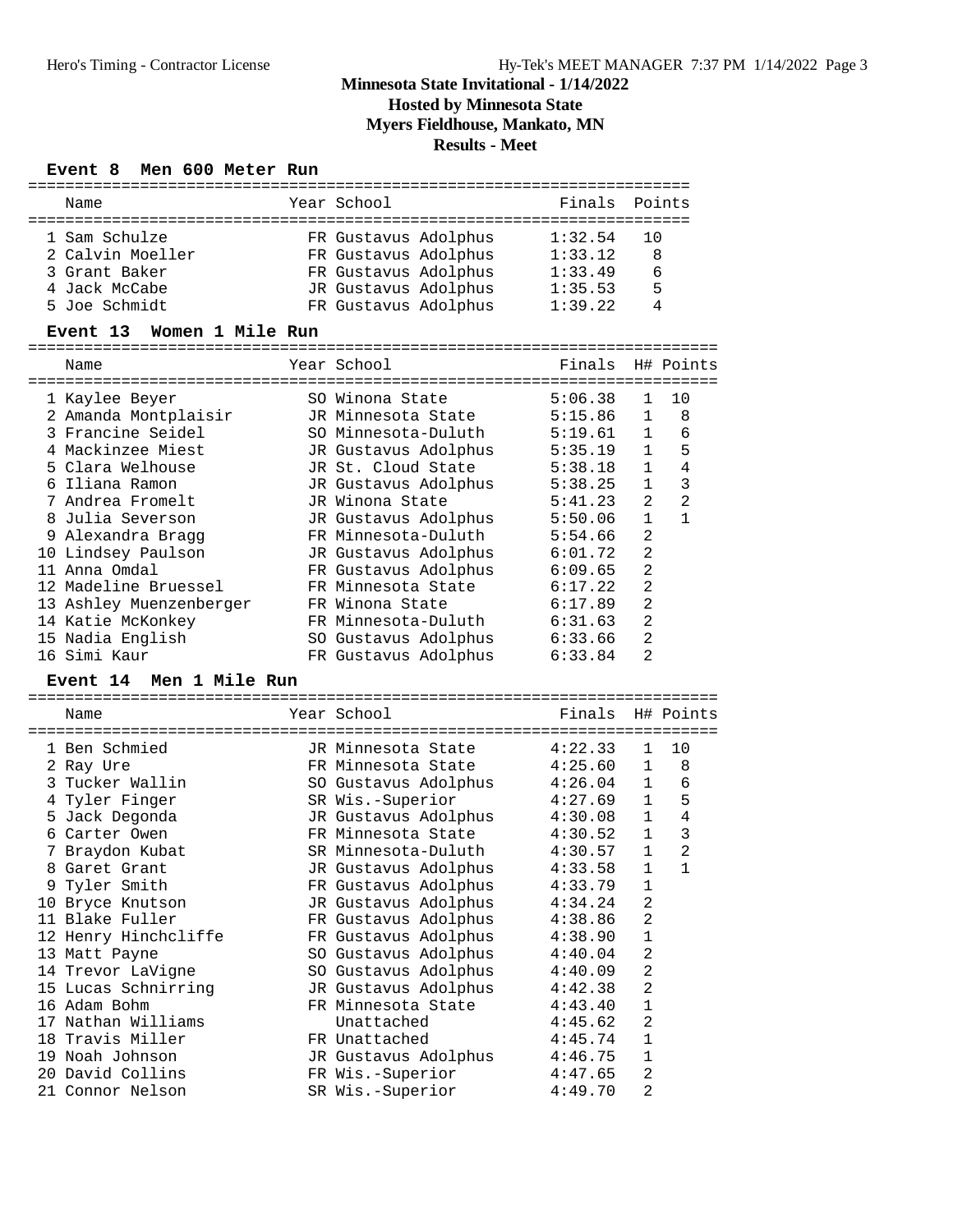# Minnesota State Invitational - 1/14/2022

## Hosted by Minnesota State

## Myers Fieldhouse, Mankato, MN

## Results - Meet

### Event 8 Men 600 Meter Run

| | Name | Year | School | Finals | Points |
|---|---|---|---|---|---|
| 1 | Sam Schulze | FR | Gustavus Adolphus | 1:32.54 | 10 |
| 2 | Calvin Moeller | FR | Gustavus Adolphus | 1:33.12 | 8 |
| 3 | Grant Baker | FR | Gustavus Adolphus | 1:33.49 | 6 |
| 4 | Jack McCabe | JR | Gustavus Adolphus | 1:35.53 | 5 |
| 5 | Joe Schmidt | FR | Gustavus Adolphus | 1:39.22 | 4 |

### Event 13 Women 1 Mile Run

| | Name | Year | School | Finals | H# | Points |
|---|---|---|---|---|---|---|
| 1 | Kaylee Beyer | SO | Winona State | 5:06.38 | 1 | 10 |
| 2 | Amanda Montplaisir | JR | Minnesota State | 5:15.86 | 1 | 8 |
| 3 | Francine Seidel | SO | Minnesota-Duluth | 5:19.61 | 1 | 6 |
| 4 | Mackinzee Miest | JR | Gustavus Adolphus | 5:35.19 | 1 | 5 |
| 5 | Clara Welhouse | JR | St. Cloud State | 5:38.18 | 1 | 4 |
| 6 | Iliana Ramon | JR | Gustavus Adolphus | 5:38.25 | 1 | 3 |
| 7 | Andrea Fromelt | JR | Winona State | 5:41.23 | 2 | 2 |
| 8 | Julia Severson | JR | Gustavus Adolphus | 5:50.06 | 1 | 1 |
| 9 | Alexandra Bragg | FR | Minnesota-Duluth | 5:54.66 | 2 | |
| 10 | Lindsey Paulson | JR | Gustavus Adolphus | 6:01.72 | 2 | |
| 11 | Anna Omdal | FR | Gustavus Adolphus | 6:09.65 | 2 | |
| 12 | Madeline Bruessel | FR | Minnesota State | 6:17.22 | 2 | |
| 13 | Ashley Muenzenberger | FR | Winona State | 6:17.89 | 2 | |
| 14 | Katie McKonkey | FR | Minnesota-Duluth | 6:31.63 | 2 | |
| 15 | Nadia English | SO | Gustavus Adolphus | 6:33.66 | 2 | |
| 16 | Simi Kaur | FR | Gustavus Adolphus | 6:33.84 | 2 | |

### Event 14 Men 1 Mile Run

| | Name | Year | School | Finals | H# | Points |
|---|---|---|---|---|---|---|
| 1 | Ben Schmied | JR | Minnesota State | 4:22.33 | 1 | 10 |
| 2 | Ray Ure | FR | Minnesota State | 4:25.60 | 1 | 8 |
| 3 | Tucker Wallin | SO | Gustavus Adolphus | 4:26.04 | 1 | 6 |
| 4 | Tyler Finger | SR | Wis.-Superior | 4:27.69 | 1 | 5 |
| 5 | Jack Degonda | JR | Gustavus Adolphus | 4:30.08 | 1 | 4 |
| 6 | Carter Owen | FR | Minnesota State | 4:30.52 | 1 | 3 |
| 7 | Braydon Kubat | SR | Minnesota-Duluth | 4:30.57 | 1 | 2 |
| 8 | Garet Grant | JR | Gustavus Adolphus | 4:33.58 | 1 | 1 |
| 9 | Tyler Smith | FR | Gustavus Adolphus | 4:33.79 | 1 | |
| 10 | Bryce Knutson | JR | Gustavus Adolphus | 4:34.24 | 2 | |
| 11 | Blake Fuller | FR | Gustavus Adolphus | 4:38.86 | 2 | |
| 12 | Henry Hinchcliffe | FR | Gustavus Adolphus | 4:38.90 | 1 | |
| 13 | Matt Payne | SO | Gustavus Adolphus | 4:40.04 | 2 | |
| 14 | Trevor LaVigne | SO | Gustavus Adolphus | 4:40.09 | 2 | |
| 15 | Lucas Schnirring | JR | Gustavus Adolphus | 4:42.38 | 2 | |
| 16 | Adam Bohm | FR | Minnesota State | 4:43.40 | 1 | |
| 17 | Nathan Williams | | Unattached | 4:45.62 | 2 | |
| 18 | Travis Miller | FR | Unattached | 4:45.74 | 1 | |
| 19 | Noah Johnson | JR | Gustavus Adolphus | 4:46.75 | 1 | |
| 20 | David Collins | FR | Wis.-Superior | 4:47.65 | 2 | |
| 21 | Connor Nelson | SR | Wis.-Superior | 4:49.70 | 2 | |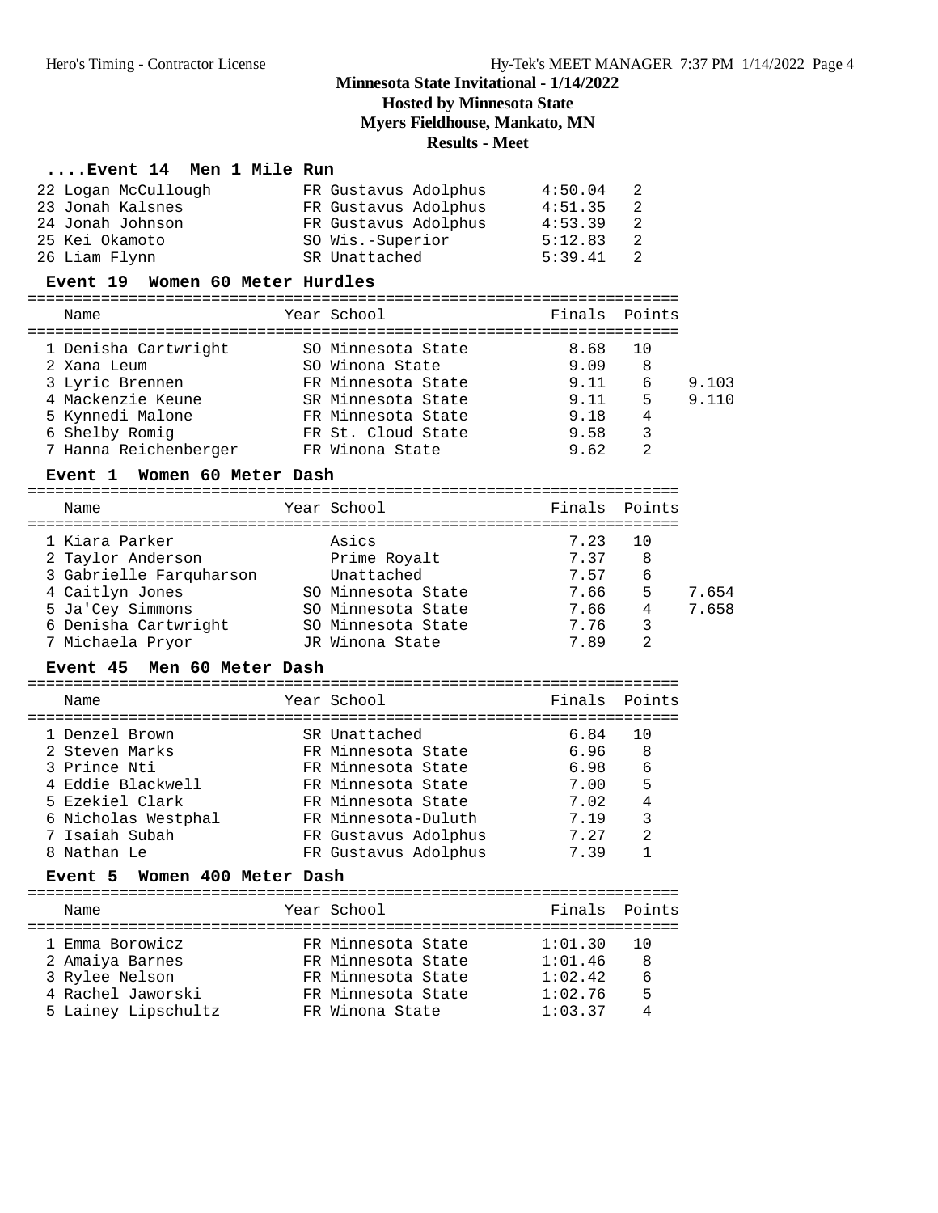# Minnesota State Invitational - 1/14/2022

## Hosted by Minnesota State

## Myers Fieldhouse, Mankato, MN

## Results - Meet

### ....Event 14 Men 1 Mile Run

| Place | Name | Year | School | Finals | Points |
|---|---|---|---|---|---|
| 22 | Logan McCullough | FR | Gustavus Adolphus | 4:50.04 | 2 |
| 23 | Jonah Kalsnes | FR | Gustavus Adolphus | 4:51.35 | 2 |
| 24 | Jonah Johnson | FR | Gustavus Adolphus | 4:53.39 | 2 |
| 25 | Kei Okamoto | SO | Wis.-Superior | 5:12.83 | 2 |
| 26 | Liam Flynn | SR | Unattached | 5:39.41 | 2 |

### Event 19 Women 60 Meter Hurdles

| Place | Name | Year | School | Finals | Points | |
|---|---|---|---|---|---|---|
| 1 | Denisha Cartwright | SO | Minnesota State | 8.68 | 10 | |
| 2 | Xana Leum | SO | Winona State | 9.09 | 8 | |
| 3 | Lyric Brennen | FR | Minnesota State | 9.11 | 6 | 9.103 |
| 4 | Mackenzie Keune | SR | Minnesota State | 9.11 | 5 | 9.110 |
| 5 | Kynnedi Malone | FR | Minnesota State | 9.18 | 4 | |
| 6 | Shelby Romig | FR | St. Cloud State | 9.58 | 3 | |
| 7 | Hanna Reichenberger | FR | Winona State | 9.62 | 2 | |

### Event 1 Women 60 Meter Dash

| Place | Name | Year | School | Finals | Points | |
|---|---|---|---|---|---|---|
| 1 | Kiara Parker | | Asics | 7.23 | 10 | |
| 2 | Taylor Anderson | | Prime Royalt | 7.37 | 8 | |
| 3 | Gabrielle Farquharson | | Unattached | 7.57 | 6 | |
| 4 | Caitlyn Jones | SO | Minnesota State | 7.66 | 5 | 7.654 |
| 5 | Ja'Cey Simmons | SO | Minnesota State | 7.66 | 4 | 7.658 |
| 6 | Denisha Cartwright | SO | Minnesota State | 7.76 | 3 | |
| 7 | Michaela Pryor | JR | Winona State | 7.89 | 2 | |

### Event 45 Men 60 Meter Dash

| Place | Name | Year | School | Finals | Points |
|---|---|---|---|---|---|
| 1 | Denzel Brown | SR | Unattached | 6.84 | 10 |
| 2 | Steven Marks | FR | Minnesota State | 6.96 | 8 |
| 3 | Prince Nti | FR | Minnesota State | 6.98 | 6 |
| 4 | Eddie Blackwell | FR | Minnesota State | 7.00 | 5 |
| 5 | Ezekiel Clark | FR | Minnesota State | 7.02 | 4 |
| 6 | Nicholas Westphal | FR | Minnesota-Duluth | 7.19 | 3 |
| 7 | Isaiah Subah | FR | Gustavus Adolphus | 7.27 | 2 |
| 8 | Nathan Le | FR | Gustavus Adolphus | 7.39 | 1 |

### Event 5 Women 400 Meter Dash

| Place | Name | Year | School | Finals | Points |
|---|---|---|---|---|---|
| 1 | Emma Borowicz | FR | Minnesota State | 1:01.30 | 10 |
| 2 | Amaiya Barnes | FR | Minnesota State | 1:01.46 | 8 |
| 3 | Rylee Nelson | FR | Minnesota State | 1:02.42 | 6 |
| 4 | Rachel Jaworski | FR | Minnesota State | 1:02.76 | 5 |
| 5 | Lainey Lipschultz | FR | Winona State | 1:03.37 | 4 |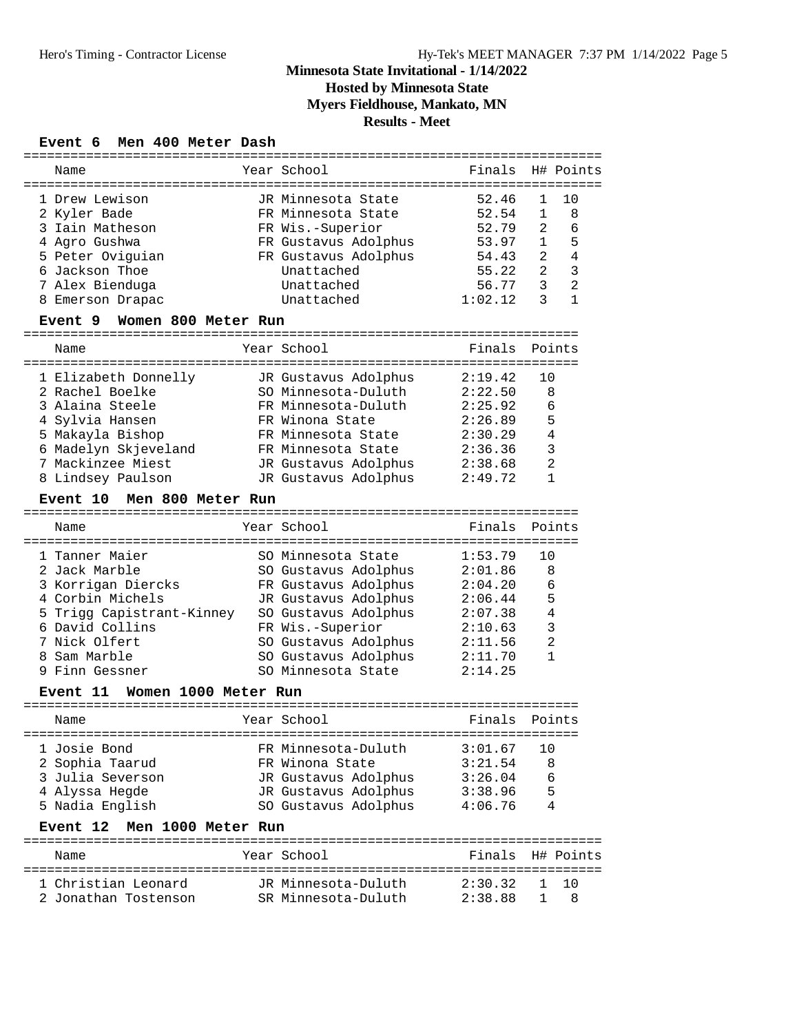# Minnesota State Invitational - 1/14/2022

## Hosted by Minnesota State

## Myers Fieldhouse, Mankato, MN

## Results - Meet

### Event 6 Men 400 Meter Dash

| Place | Name | Year | School | Finals | H# | Points |
|---|---|---|---|---|---|---|
| 1 | Drew Lewison | JR | Minnesota State | 52.46 | 1 | 10 |
| 2 | Kyler Bade | FR | Minnesota State | 52.54 | 1 | 8 |
| 3 | Iain Matheson | FR | Wis.-Superior | 52.79 | 2 | 6 |
| 4 | Agro Gushwa | FR | Gustavus Adolphus | 53.97 | 1 | 5 |
| 5 | Peter Oviguian | FR | Gustavus Adolphus | 54.43 | 2 | 4 |
| 6 | Jackson Thoe | | Unattached | 55.22 | 2 | 3 |
| 7 | Alex Bienduga | | Unattached | 56.77 | 3 | 2 |
| 8 | Emerson Drapac | | Unattached | 1:02.12 | 3 | 1 |

### Event 9 Women 800 Meter Run

| Place | Name | Year | School | Finals | Points |
|---|---|---|---|---|---|
| 1 | Elizabeth Donnelly | JR | Gustavus Adolphus | 2:19.42 | 10 |
| 2 | Rachel Boelke | SO | Minnesota-Duluth | 2:22.50 | 8 |
| 3 | Alaina Steele | FR | Minnesota-Duluth | 2:25.92 | 6 |
| 4 | Sylvia Hansen | FR | Winona State | 2:26.89 | 5 |
| 5 | Makayla Bishop | FR | Minnesota State | 2:30.29 | 4 |
| 6 | Madelyn Skjeveland | FR | Minnesota State | 2:36.36 | 3 |
| 7 | Mackinzee Miest | JR | Gustavus Adolphus | 2:38.68 | 2 |
| 8 | Lindsey Paulson | JR | Gustavus Adolphus | 2:49.72 | 1 |

### Event 10 Men 800 Meter Run

| Place | Name | Year | School | Finals | Points |
|---|---|---|---|---|---|
| 1 | Tanner Maier | SO | Minnesota State | 1:53.79 | 10 |
| 2 | Jack Marble | SO | Gustavus Adolphus | 2:01.86 | 8 |
| 3 | Korrigan Diercks | FR | Gustavus Adolphus | 2:04.20 | 6 |
| 4 | Corbin Michels | JR | Gustavus Adolphus | 2:06.44 | 5 |
| 5 | Trigg Capistrant-Kinney | SO | Gustavus Adolphus | 2:07.38 | 4 |
| 6 | David Collins | FR | Wis.-Superior | 2:10.63 | 3 |
| 7 | Nick Olfert | SO | Gustavus Adolphus | 2:11.56 | 2 |
| 8 | Sam Marble | SO | Gustavus Adolphus | 2:11.70 | 1 |
| 9 | Finn Gessner | SO | Minnesota State | 2:14.25 | |

### Event 11 Women 1000 Meter Run

| Place | Name | Year | School | Finals | Points |
|---|---|---|---|---|---|
| 1 | Josie Bond | FR | Minnesota-Duluth | 3:01.67 | 10 |
| 2 | Sophia Taarud | FR | Winona State | 3:21.54 | 8 |
| 3 | Julia Severson | JR | Gustavus Adolphus | 3:26.04 | 6 |
| 4 | Alyssa Hegde | JR | Gustavus Adolphus | 3:38.96 | 5 |
| 5 | Nadia English | SO | Gustavus Adolphus | 4:06.76 | 4 |

### Event 12 Men 1000 Meter Run

| Place | Name | Year | School | Finals | H# | Points |
|---|---|---|---|---|---|---|
| 1 | Christian Leonard | JR | Minnesota-Duluth | 2:30.32 | 1 | 10 |
| 2 | Jonathan Tostenson | SR | Minnesota-Duluth | 2:38.88 | 1 | 8 |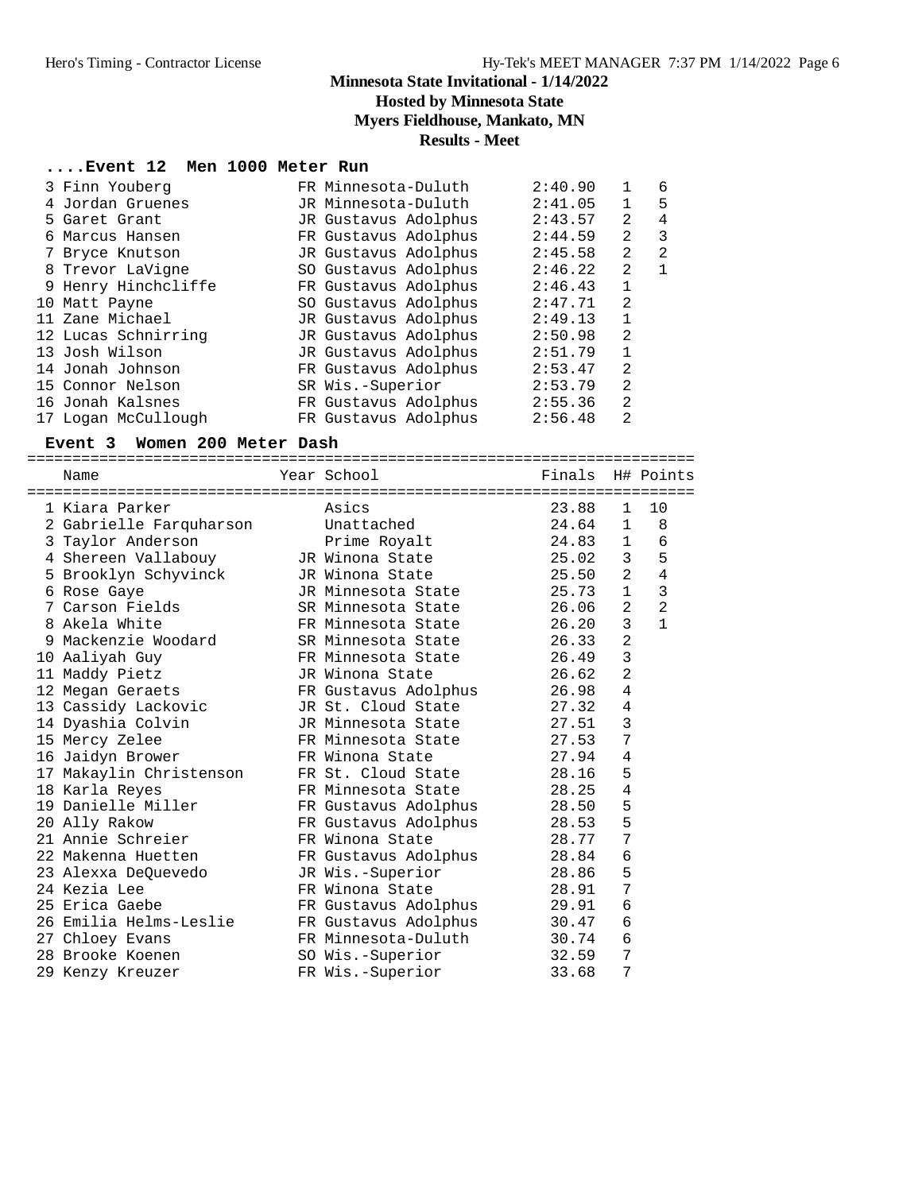# Minnesota State Invitational - 1/14/2022

**Hosted by Minnesota State**

**Myers Fieldhouse, Mankato, MN**

**Results - Meet**

## ....Event 12 Men 1000 Meter Run

| Place | Name | Year | School | Finals | H# | Points |
|---|---|---|---|---|---|---|
| 3 | Finn Youberg | FR | Minnesota-Duluth | 2:40.90 | 1 | 6 |
| 4 | Jordan Gruenes | JR | Minnesota-Duluth | 2:41.05 | 1 | 5 |
| 5 | Garet Grant | JR | Gustavus Adolphus | 2:43.57 | 2 | 4 |
| 6 | Marcus Hansen | FR | Gustavus Adolphus | 2:44.59 | 2 | 3 |
| 7 | Bryce Knutson | JR | Gustavus Adolphus | 2:45.58 | 2 | 2 |
| 8 | Trevor LaVigne | SO | Gustavus Adolphus | 2:46.22 | 2 | 1 |
| 9 | Henry Hinchcliffe | FR | Gustavus Adolphus | 2:46.43 | 1 | |
| 10 | Matt Payne | SO | Gustavus Adolphus | 2:47.71 | 2 | |
| 11 | Zane Michael | JR | Gustavus Adolphus | 2:49.13 | 1 | |
| 12 | Lucas Schnirring | JR | Gustavus Adolphus | 2:50.98 | 2 | |
| 13 | Josh Wilson | JR | Gustavus Adolphus | 2:51.79 | 1 | |
| 14 | Jonah Johnson | FR | Gustavus Adolphus | 2:53.47 | 2 | |
| 15 | Connor Nelson | SR | Wis.-Superior | 2:53.79 | 2 | |
| 16 | Jonah Kalsnes | FR | Gustavus Adolphus | 2:55.36 | 2 | |
| 17 | Logan McCullough | FR | Gustavus Adolphus | 2:56.48 | 2 | |

## Event 3 Women 200 Meter Dash

| Place | Name | Year | School | Finals | H# | Points |
|---|---|---|---|---|---|---|
| 1 | Kiara Parker | | Asics | 23.88 | 1 | 10 |
| 2 | Gabrielle Farquharson | | Unattached | 24.64 | 1 | 8 |
| 3 | Taylor Anderson | | Prime Royalt | 24.83 | 1 | 6 |
| 4 | Shereen Vallabouy | JR | Winona State | 25.02 | 3 | 5 |
| 5 | Brooklyn Schyvinck | JR | Winona State | 25.50 | 2 | 4 |
| 6 | Rose Gaye | JR | Minnesota State | 25.73 | 1 | 3 |
| 7 | Carson Fields | SR | Minnesota State | 26.06 | 2 | 2 |
| 8 | Akela White | FR | Minnesota State | 26.20 | 3 | 1 |
| 9 | Mackenzie Woodard | SR | Minnesota State | 26.33 | 2 | |
| 10 | Aaliyah Guy | FR | Minnesota State | 26.49 | 3 | |
| 11 | Maddy Pietz | JR | Winona State | 26.62 | 2 | |
| 12 | Megan Geraets | FR | Gustavus Adolphus | 26.98 | 4 | |
| 13 | Cassidy Lackovic | JR | St. Cloud State | 27.32 | 4 | |
| 14 | Dyashia Colvin | JR | Minnesota State | 27.51 | 3 | |
| 15 | Mercy Zelee | FR | Minnesota State | 27.53 | 7 | |
| 16 | Jaidyn Brower | FR | Winona State | 27.94 | 4 | |
| 17 | Makaylin Christenson | FR | St. Cloud State | 28.16 | 5 | |
| 18 | Karla Reyes | FR | Minnesota State | 28.25 | 4 | |
| 19 | Danielle Miller | FR | Gustavus Adolphus | 28.50 | 5 | |
| 20 | Ally Rakow | FR | Gustavus Adolphus | 28.53 | 5 | |
| 21 | Annie Schreier | FR | Winona State | 28.77 | 7 | |
| 22 | Makenna Huetten | FR | Gustavus Adolphus | 28.84 | 6 | |
| 23 | Alexxa DeQuevedo | JR | Wis.-Superior | 28.86 | 5 | |
| 24 | Kezia Lee | FR | Winona State | 28.91 | 7 | |
| 25 | Erica Gaebe | FR | Gustavus Adolphus | 29.91 | 6 | |
| 26 | Emilia Helms-Leslie | FR | Gustavus Adolphus | 30.47 | 6 | |
| 27 | Chloey Evans | FR | Minnesota-Duluth | 30.74 | 6 | |
| 28 | Brooke Koenen | SO | Wis.-Superior | 32.59 | 7 | |
| 29 | Kenzy Kreuzer | FR | Wis.-Superior | 33.68 | 7 | |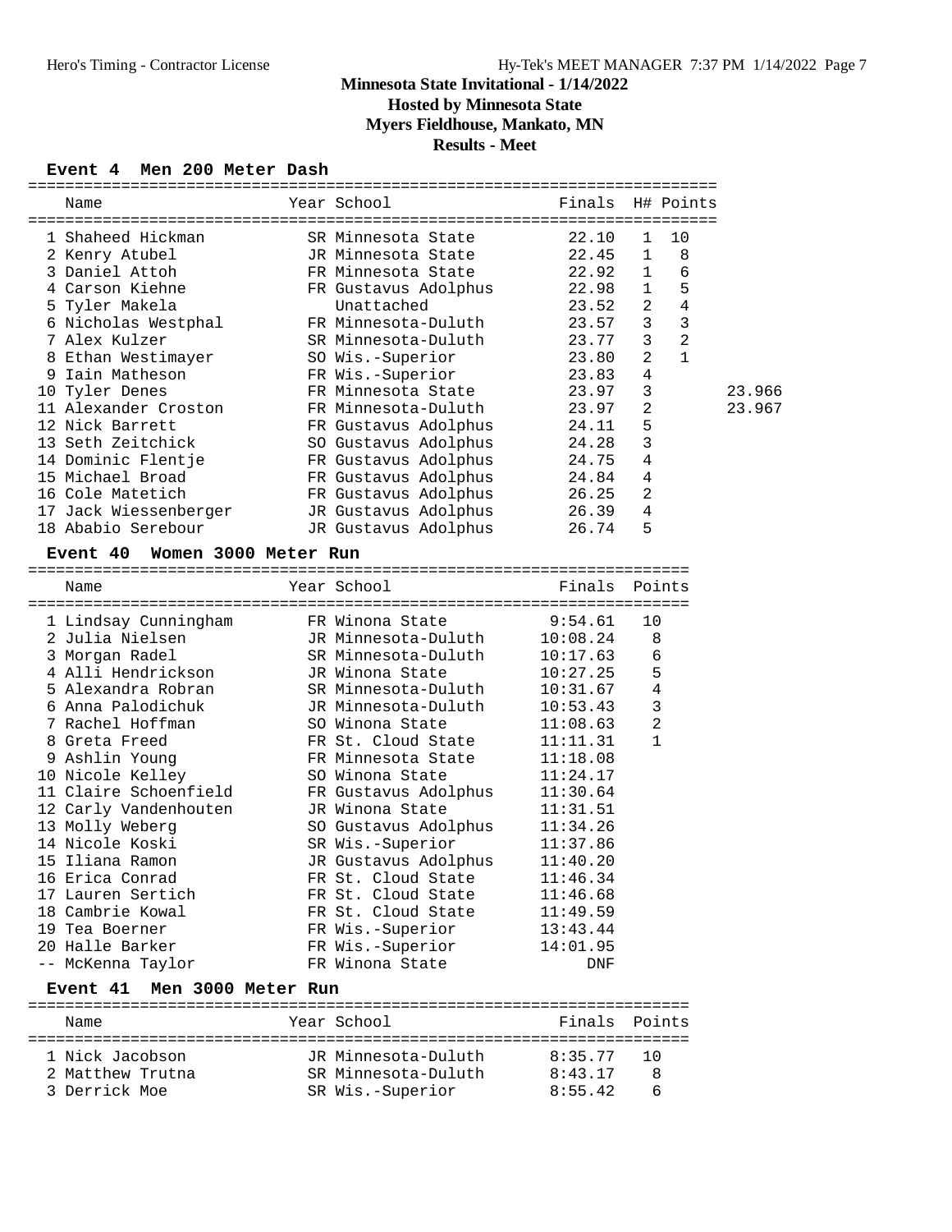# Minnesota State Invitational - 1/14/2022

**Hosted by Minnesota State**

**Myers Fieldhouse, Mankato, MN**

**Results - Meet**

### Event 4 Men 200 Meter Dash

| | Name | Year | School | Finals | H# | Points | |
|---|---|---|---|---|---|---|---|
| 1 | Shaheed Hickman | SR | Minnesota State | 22.10 | 1 | 10 | |
| 2 | Kenry Atubel | JR | Minnesota State | 22.45 | 1 | 8 | |
| 3 | Daniel Attoh | FR | Minnesota State | 22.92 | 1 | 6 | |
| 4 | Carson Kiehne | FR | Gustavus Adolphus | 22.98 | 1 | 5 | |
| 5 | Tyler Makela | | Unattached | 23.52 | 2 | 4 | |
| 6 | Nicholas Westphal | FR | Minnesota-Duluth | 23.57 | 3 | 3 | |
| 7 | Alex Kulzer | SR | Minnesota-Duluth | 23.77 | 3 | 2 | |
| 8 | Ethan Westimayer | SO | Wis.-Superior | 23.80 | 2 | 1 | |
| 9 | Iain Matheson | FR | Wis.-Superior | 23.83 | 4 | | |
| 10 | Tyler Denes | FR | Minnesota State | 23.97 | 3 | | 23.966 |
| 11 | Alexander Croston | FR | Minnesota-Duluth | 23.97 | 2 | | 23.967 |
| 12 | Nick Barrett | FR | Gustavus Adolphus | 24.11 | 5 | | |
| 13 | Seth Zeitchick | SO | Gustavus Adolphus | 24.28 | 3 | | |
| 14 | Dominic Flentje | FR | Gustavus Adolphus | 24.75 | 4 | | |
| 15 | Michael Broad | FR | Gustavus Adolphus | 24.84 | 4 | | |
| 16 | Cole Matetich | FR | Gustavus Adolphus | 26.25 | 2 | | |
| 17 | Jack Wiessenberger | JR | Gustavus Adolphus | 26.39 | 4 | | |
| 18 | Ababio Serebour | JR | Gustavus Adolphus | 26.74 | 5 | | |

### Event 40 Women 3000 Meter Run

| | Name | Year | School | Finals | Points |
|---|---|---|---|---|---|
| 1 | Lindsay Cunningham | FR | Winona State | 9:54.61 | 10 |
| 2 | Julia Nielsen | JR | Minnesota-Duluth | 10:08.24 | 8 |
| 3 | Morgan Radel | SR | Minnesota-Duluth | 10:17.63 | 6 |
| 4 | Alli Hendrickson | JR | Winona State | 10:27.25 | 5 |
| 5 | Alexandra Robran | SR | Minnesota-Duluth | 10:31.67 | 4 |
| 6 | Anna Palodichuk | JR | Minnesota-Duluth | 10:53.43 | 3 |
| 7 | Rachel Hoffman | SO | Winona State | 11:08.63 | 2 |
| 8 | Greta Freed | FR | St. Cloud State | 11:11.31 | 1 |
| 9 | Ashlin Young | FR | Minnesota State | 11:18.08 | |
| 10 | Nicole Kelley | SO | Winona State | 11:24.17 | |
| 11 | Claire Schoenfield | FR | Gustavus Adolphus | 11:30.64 | |
| 12 | Carly Vandenhouten | JR | Winona State | 11:31.51 | |
| 13 | Molly Weberg | SO | Gustavus Adolphus | 11:34.26 | |
| 14 | Nicole Koski | SR | Wis.-Superior | 11:37.86 | |
| 15 | Iliana Ramon | JR | Gustavus Adolphus | 11:40.20 | |
| 16 | Erica Conrad | FR | St. Cloud State | 11:46.34 | |
| 17 | Lauren Sertich | FR | St. Cloud State | 11:46.68 | |
| 18 | Cambrie Kowal | FR | St. Cloud State | 11:49.59 | |
| 19 | Tea Boerner | FR | Wis.-Superior | 13:43.44 | |
| 20 | Halle Barker | FR | Wis.-Superior | 14:01.95 | |
| -- | McKenna Taylor | FR | Winona State | DNF | |

### Event 41 Men 3000 Meter Run

| | Name | Year | School | Finals | Points |
|---|---|---|---|---|---|
| 1 | Nick Jacobson | JR | Minnesota-Duluth | 8:35.77 | 10 |
| 2 | Matthew Trutna | SR | Minnesota-Duluth | 8:43.17 | 8 |
| 3 | Derrick Moe | SR | Wis.-Superior | 8:55.42 | 6 |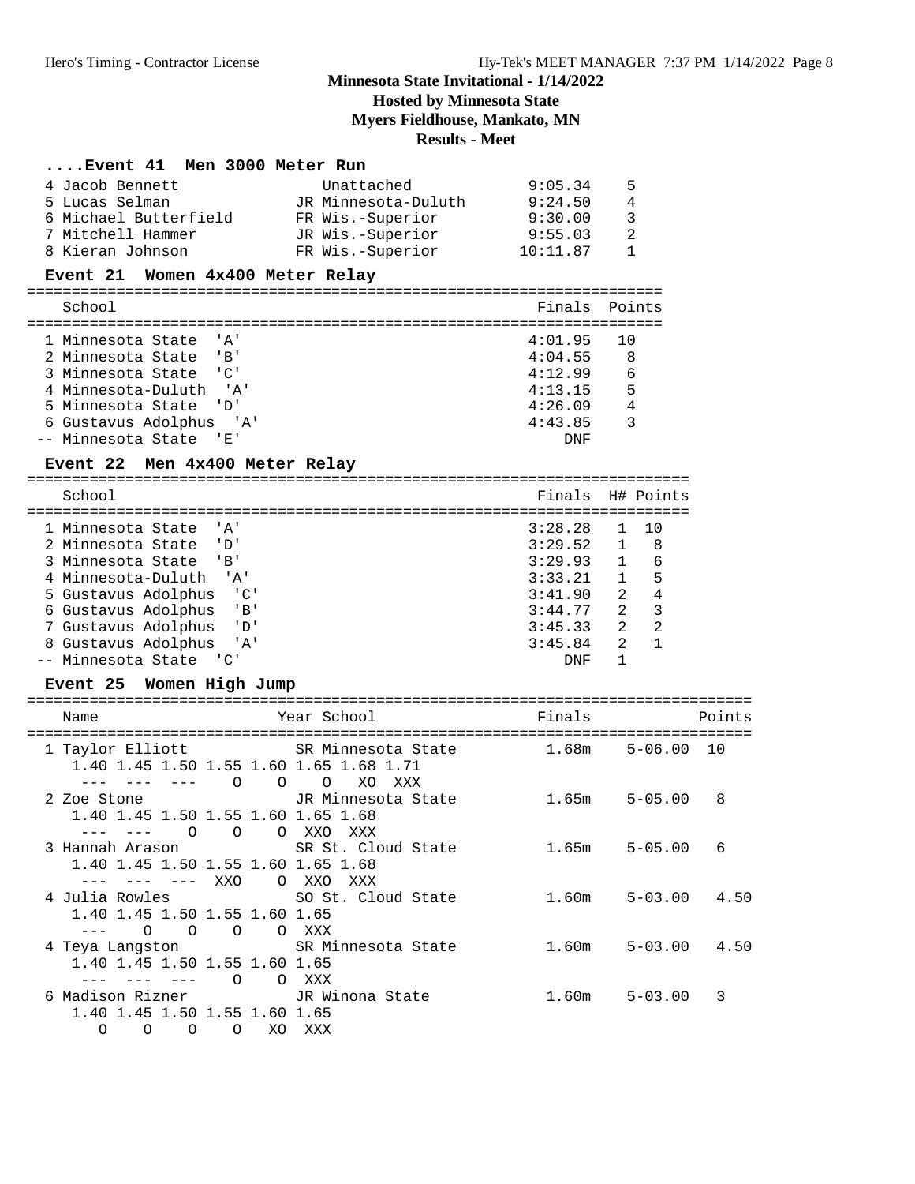# Minnesota State Invitational - 1/14/2022

## Hosted by Minnesota State

## Myers Fieldhouse, Mankato, MN

## Results - Meet

### ....Event 41 Men 3000 Meter Run

| Place | Name | Year School | Finals | Points |
|---|---|---|---|---|
| 4 | Jacob Bennett | Unattached | 9:05.34 | 5 |
| 5 | Lucas Selman | JR Minnesota-Duluth | 9:24.50 | 4 |
| 6 | Michael Butterfield | FR Wis.-Superior | 9:30.00 | 3 |
| 7 | Mitchell Hammer | JR Wis.-Superior | 9:55.03 | 2 |
| 8 | Kieran Johnson | FR Wis.-Superior | 10:11.87 | 1 |

### Event 21 Women 4x400 Meter Relay

| Place | School | Finals | Points |
|---|---|---|---|
| 1 | Minnesota State 'A' | 4:01.95 | 10 |
| 2 | Minnesota State 'B' | 4:04.55 | 8 |
| 3 | Minnesota State 'C' | 4:12.99 | 6 |
| 4 | Minnesota-Duluth 'A' | 4:13.15 | 5 |
| 5 | Minnesota State 'D' | 4:26.09 | 4 |
| 6 | Gustavus Adolphus 'A' | 4:43.85 | 3 |
| -- | Minnesota State 'E' | DNF | |

### Event 22 Men 4x400 Meter Relay

| Place | School | Finals | H# | Points |
|---|---|---|---|---|
| 1 | Minnesota State 'A' | 3:28.28 | 1 | 10 |
| 2 | Minnesota State 'D' | 3:29.52 | 1 | 8 |
| 3 | Minnesota State 'B' | 3:29.93 | 1 | 6 |
| 4 | Minnesota-Duluth 'A' | 3:33.21 | 1 | 5 |
| 5 | Gustavus Adolphus 'C' | 3:41.90 | 2 | 4 |
| 6 | Gustavus Adolphus 'B' | 3:44.77 | 2 | 3 |
| 7 | Gustavus Adolphus 'D' | 3:45.33 | 2 | 2 |
| 8 | Gustavus Adolphus 'A' | 3:45.84 | 2 | 1 |
| -- | Minnesota State 'C' | DNF | 1 | |

### Event 25 Women High Jump

```
================================================================================
    Name                    Year School                  Finals            Points
================================================================================
  1 Taylor Elliott            SR Minnesota State        1.68m    5-06.00  10
     1.40 1.45 1.50 1.55 1.60 1.65 1.68 1.71
      ---  ---  ---    O    O    O   XO  XXX
  2 Zoe Stone                 JR Minnesota State        1.65m    5-05.00   8
     1.40 1.45 1.50 1.55 1.60 1.65 1.68
      ---  ---    O    O    O  XXO  XXX
  3 Hannah Arason             SR St. Cloud State        1.65m    5-05.00   6
     1.40 1.45 1.50 1.55 1.60 1.65 1.68
      ---  ---  ---  XXO    O  XXO  XXX
  4 Julia Rowles              SO St. Cloud State        1.60m    5-03.00   4.50
     1.40 1.45 1.50 1.55 1.60 1.65
      ---    O    O    O    O  XXX
  4 Teya Langston             SR Minnesota State        1.60m    5-03.00   4.50
     1.40 1.45 1.50 1.55 1.60 1.65
      ---  ---  ---    O    O  XXX
  6 Madison Rizner            JR Winona State           1.60m    5-03.00   3
     1.40 1.45 1.50 1.55 1.60 1.65
        O    O    O    O   XO  XXX
```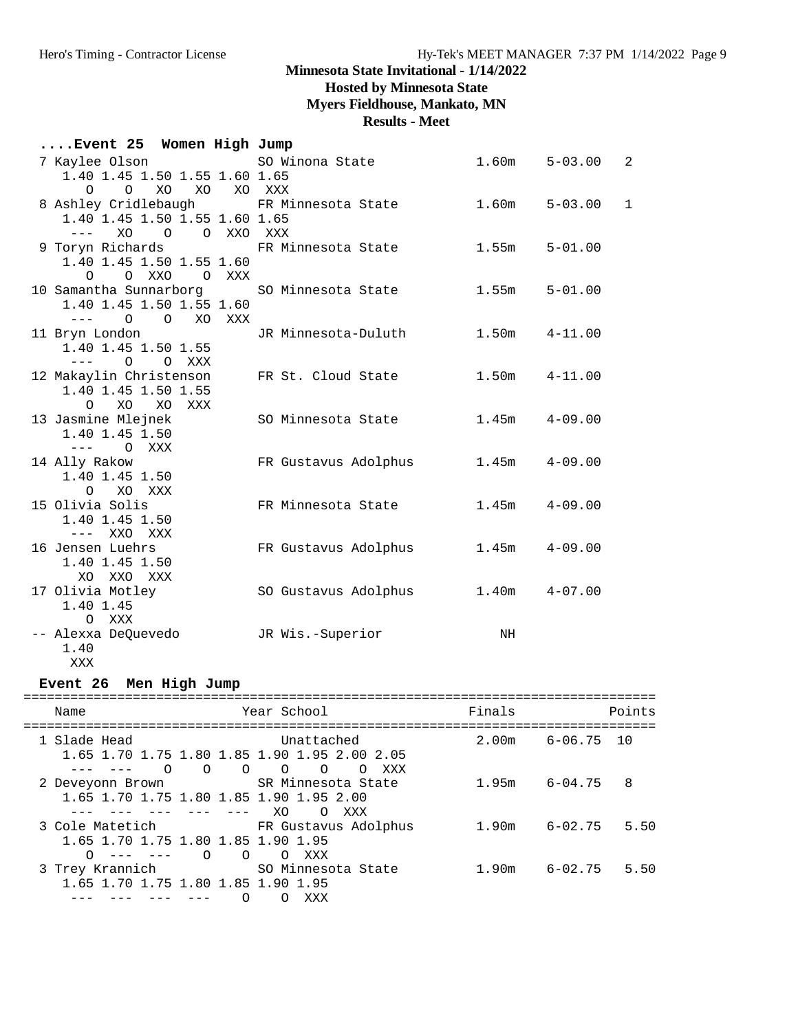# Minnesota State Invitational - 1/14/2022

## Hosted by Minnesota State

## Myers Fieldhouse, Mankato, MN

## Results - Meet

### ....Event 25 Women High Jump

```
  7 Kaylee Olson             SO Winona State           1.60m    5-03.00   2
     1.40 1.45 1.50 1.55 1.60 1.65
        O    O   XO   XO   XO  XXX
  8 Ashley Cridlebaugh       FR Minnesota State        1.60m    5-03.00   1
     1.40 1.45 1.50 1.55 1.60 1.65
      ---   XO    O    O  XXO  XXX
  9 Toryn Richards           FR Minnesota State        1.55m    5-01.00
     1.40 1.45 1.50 1.55 1.60
        O    O  XXO    O  XXX
 10 Samantha Sunnarborg      SO Minnesota State        1.55m    5-01.00
     1.40 1.45 1.50 1.55 1.60
      ---    O    O   XO  XXX
 11 Bryn London              JR Minnesota-Duluth       1.50m    4-11.00
     1.40 1.45 1.50 1.55
      ---    O    O  XXX
 12 Makaylin Christenson     FR St. Cloud State        1.50m    4-11.00
     1.40 1.45 1.50 1.55
        O   XO   XO  XXX
 13 Jasmine Mlejnek          SO Minnesota State        1.45m    4-09.00
     1.40 1.45 1.50
      ---    O  XXX
 14 Ally Rakow               FR Gustavus Adolphus      1.45m    4-09.00
     1.40 1.45 1.50
        O   XO  XXX
 15 Olivia Solis             FR Minnesota State        1.45m    4-09.00
     1.40 1.45 1.50
      ---  XXO  XXX
 16 Jensen Luehrs            FR Gustavus Adolphus      1.45m    4-09.00
     1.40 1.45 1.50
       XO  XXO  XXX
 17 Olivia Motley            SO Gustavus Adolphus      1.40m    4-07.00
     1.40 1.45
        O  XXX
 -- Alexxa DeQuevedo         JR Wis.-Superior             NH
     1.40
      XXX
```

### Event 26 Men High Jump

```
=================================================================================
    Name                    Year School                 Finals            Points
=================================================================================
  1 Slade Head                 Unattached              2.00m    6-06.75  10
     1.65 1.70 1.75 1.80 1.85 1.90 1.95 2.00 2.05
      ---  ---    O    O    O    O    O    O  XXX
  2 Deveyonn Brown           SR Minnesota State        1.95m    6-04.75   8
     1.65 1.70 1.75 1.80 1.85 1.90 1.95 2.00
      ---  ---  ---  ---  ---   XO    O  XXX
  3 Cole Matetich            FR Gustavus Adolphus      1.90m    6-02.75   5.50
     1.65 1.70 1.75 1.80 1.85 1.90 1.95
        O  ---  ---    O    O    O  XXX
  3 Trey Krannich            SO Minnesota State        1.90m    6-02.75   5.50
     1.65 1.70 1.75 1.80 1.85 1.90 1.95
      ---  ---  ---  ---    O    O  XXX
```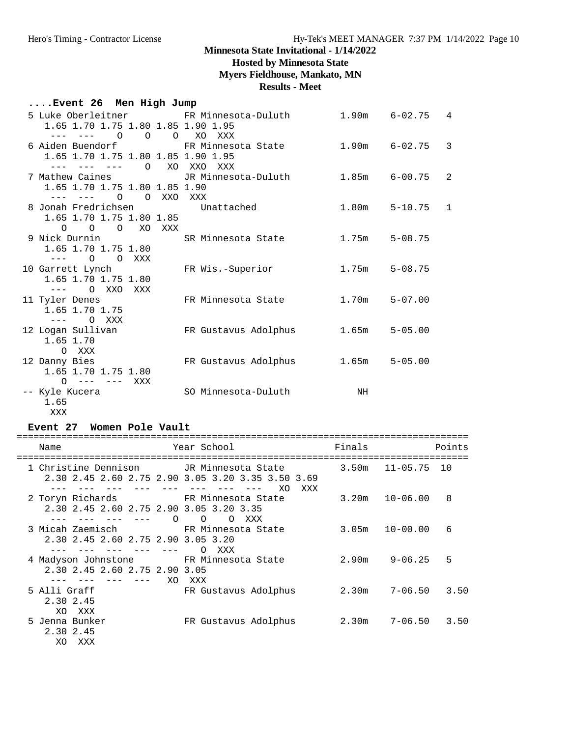**Minnesota State Invitational - 1/14/2022**
**Hosted by Minnesota State**
**Myers Fieldhouse, Mankato, MN**
**Results - Meet**

### ....Event 26 Men High Jump

```
  5 Luke Oberleitner         FR Minnesota-Duluth        1.90m    6-02.75   4 
     1.65 1.70 1.75 1.80 1.85 1.90 1.95
      ---  ---    O    O    O   XO  XXX
  6 Aiden Buendorf           FR Minnesota State         1.90m    6-02.75   3 
     1.65 1.70 1.75 1.80 1.85 1.90 1.95
      ---  ---  ---    O   XO  XXO  XXX
  7 Mathew Caines            JR Minnesota-Duluth        1.85m    6-00.75   2 
     1.65 1.70 1.75 1.80 1.85 1.90
      ---  ---    O    O  XXO  XXX
  8 Jonah Fredrichsen           Unattached              1.80m    5-10.75   1 
     1.65 1.70 1.75 1.80 1.85
        O    O    O   XO  XXX
  9 Nick Durnin              SR Minnesota State         1.75m    5-08.75 
     1.65 1.70 1.75 1.80
      ---    O    O  XXX
 10 Garrett Lynch            FR Wis.-Superior           1.75m    5-08.75 
     1.65 1.70 1.75 1.80
      ---    O  XXO  XXX
 11 Tyler Denes              FR Minnesota State         1.70m    5-07.00 
     1.65 1.70 1.75
      ---    O  XXX
 12 Logan Sullivan           FR Gustavus Adolphus       1.65m    5-05.00 
     1.65 1.70
        O  XXX
 12 Danny Bies               FR Gustavus Adolphus       1.65m    5-05.00 
     1.65 1.70 1.75 1.80
        O  ---  ---  XXX
 -- Kyle Kucera              SO Minnesota-Duluth           NH            
     1.65
      XXX
```

### Event 27 Women Pole Vault

```
=================================================================================
    Name                    Year School                  Finals            Points
=================================================================================
  1 Christine Dennison       JR Minnesota State         3.50m   11-05.75  10 
     2.30 2.45 2.60 2.75 2.90 3.05 3.20 3.35 3.50 3.69
      ---  ---  ---  ---  ---  ---  ---  ---   XO  XXX
  2 Toryn Richards           FR Minnesota State         3.20m   10-06.00   8 
     2.30 2.45 2.60 2.75 2.90 3.05 3.20 3.35
      ---  ---  ---  ---    O    O    O  XXX
  3 Micah Zaemisch           FR Minnesota State         3.05m   10-00.00   6 
     2.30 2.45 2.60 2.75 2.90 3.05 3.20
      ---  ---  ---  ---  ---    O  XXX
  4 Madyson Johnstone        FR Minnesota State         2.90m    9-06.25   5 
     2.30 2.45 2.60 2.75 2.90 3.05
      ---  ---  ---  ---   XO  XXX
  5 Alli Graff               FR Gustavus Adolphus       2.30m    7-06.50   3.50 
     2.30 2.45
       XO  XXX
  5 Jenna Bunker             FR Gustavus Adolphus       2.30m    7-06.50   3.50 
     2.30 2.45
       XO  XXX
```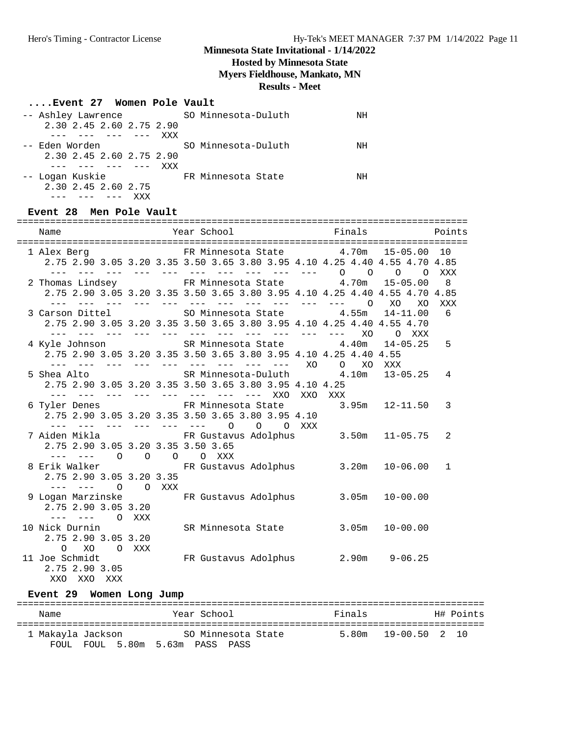**Minnesota State Invitational - 1/14/2022**

**Hosted by Minnesota State**

**Myers Fieldhouse, Mankato, MN**

**Results - Meet**

### ....Event 27 Women Pole Vault

```
-- Ashley Lawrence           SO Minnesota-Duluth          NH
     2.30 2.45 2.60 2.75 2.90
      ---  ---  ---  ---  XXX
-- Eden Worden               SO Minnesota-Duluth          NH
     2.30 2.45 2.60 2.75 2.90
      ---  ---  ---  ---  XXX
-- Logan Kuskie              FR Minnesota State           NH
     2.30 2.45 2.60 2.75
      ---  ---  ---  XXX
```

### Event 28 Men Pole Vault

```
================================================================================
    Name                    Year School                  Finals            Points
================================================================================
  1 Alex Berg               FR Minnesota State       4.70m   15-05.00   10
     2.75 2.90 3.05 3.20 3.35 3.50 3.65 3.80 3.95 4.10 4.25 4.40 4.55 4.70 4.85
      ---  ---  ---  ---  ---  ---  ---  ---  ---  ---    O    O    O    O  XXX
  2 Thomas Lindsey          FR Minnesota State       4.70m   15-05.00    8
     2.75 2.90 3.05 3.20 3.35 3.50 3.65 3.80 3.95 4.10 4.25 4.40 4.55 4.70 4.85
      ---  ---  ---  ---  ---  ---  ---  ---  ---  ---  ---    O   XO   XO  XXX
  3 Carson Dittel           SO Minnesota State       4.55m   14-11.00    6
     2.75 2.90 3.05 3.20 3.35 3.50 3.65 3.80 3.95 4.10 4.25 4.40 4.55 4.70
      ---  ---  ---  ---  ---  ---  ---  ---  ---  ---  ---   XO    O  XXX
  4 Kyle Johnson            SR Minnesota State       4.40m   14-05.25    5
     2.75 2.90 3.05 3.20 3.35 3.50 3.65 3.80 3.95 4.10 4.25 4.40 4.55
      ---  ---  ---  ---  ---  ---  ---  ---  ---   XO    O   XO  XXX
  5 Shea Alto               SR Minnesota-Duluth      4.10m   13-05.25    4
     2.75 2.90 3.05 3.20 3.35 3.50 3.65 3.80 3.95 4.10 4.25
      ---  ---  ---  ---  ---  ---  ---  ---  XXO  XXO  XXX
  6 Tyler Denes             FR Minnesota State       3.95m   12-11.50    3
     2.75 2.90 3.05 3.20 3.35 3.50 3.65 3.80 3.95 4.10
      ---  ---  ---  ---  ---  ---    O    O    O  XXX
  7 Aiden Mikla             FR Gustavus Adolphus     3.50m   11-05.75    2
     2.75 2.90 3.05 3.20 3.35 3.50 3.65
      ---  ---    O    O    O    O  XXX
  8 Erik Walker             FR Gustavus Adolphus     3.20m   10-06.00    1
     2.75 2.90 3.05 3.20 3.35
      ---  ---    O    O  XXX
  9 Logan Marzinske         FR Gustavus Adolphus     3.05m   10-00.00
     2.75 2.90 3.05 3.20
      ---  ---    O  XXX
 10 Nick Durnin             SR Minnesota State       3.05m   10-00.00
     2.75 2.90 3.05 3.20
        O   XO    O  XXX
 11 Joe Schmidt             FR Gustavus Adolphus     2.90m    9-06.25
     2.75 2.90 3.05
      XXO  XXO  XXX
```

### Event 29 Women Long Jump

```
=====================================================================================
    Name                    Year School                  Finals            H# Points
=====================================================================================
  1 Makayla Jackson         SO Minnesota State       5.80m   19-00.50   2   10
     FOUL  FOUL  5.80m  5.63m  PASS  PASS
```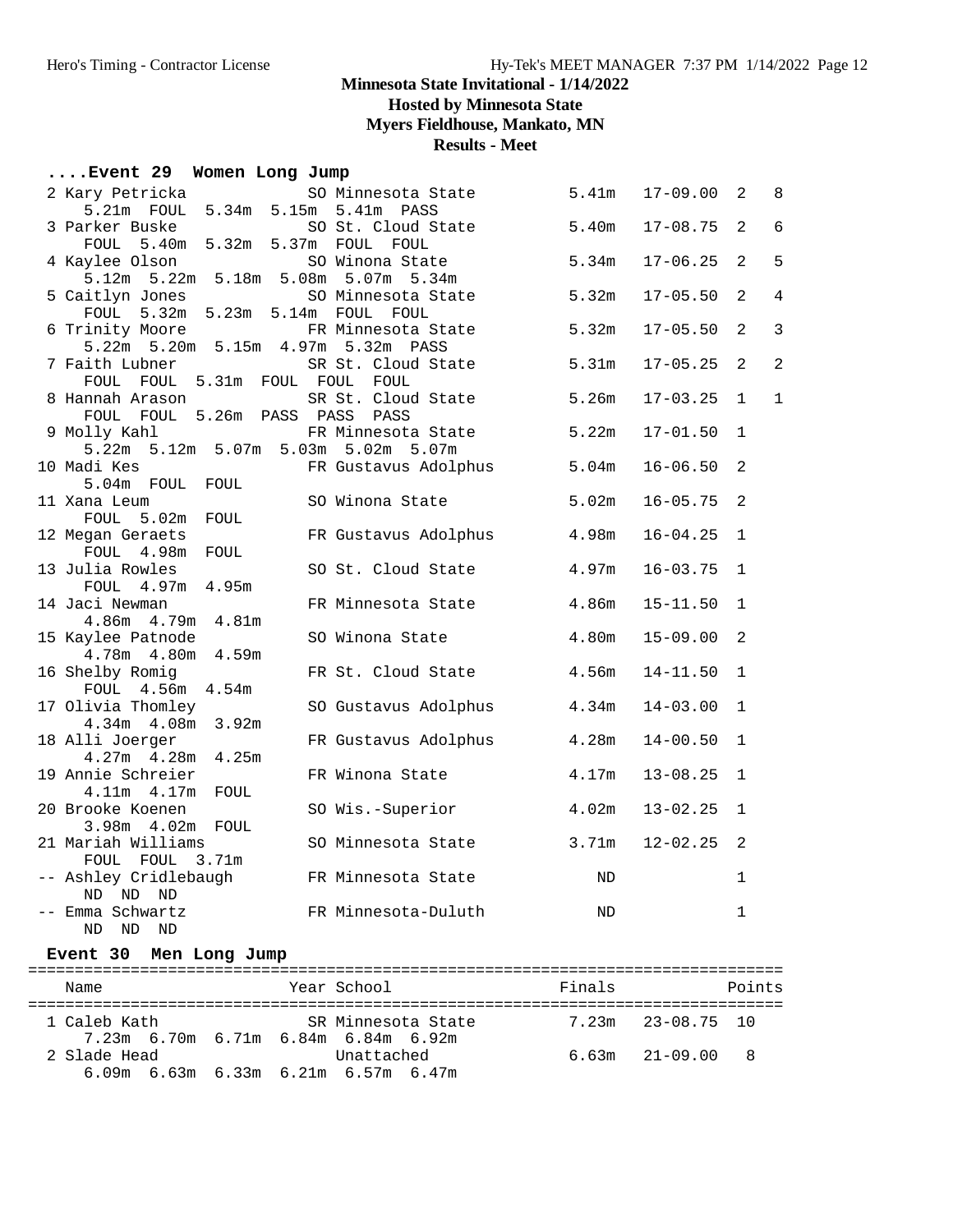## Minnesota State Invitational - 1/14/2022

**Hosted by Minnesota State**

**Myers Fieldhouse, Mankato, MN**

**Results - Meet**

### ....Event 29 Women Long Jump

```
  2 Kary Petricka          SO Minnesota State         5.41m   17-09.00  2   8
      5.21m  FOUL  5.34m  5.15m  5.41m  PASS
  3 Parker Buske           SO St. Cloud State         5.40m   17-08.75  2   6
      FOUL  5.40m  5.32m  5.37m  FOUL  FOUL
  4 Kaylee Olson           SO Winona State            5.34m   17-06.25  2   5
      5.12m  5.22m  5.18m  5.08m  5.07m  5.34m
  5 Caitlyn Jones          SO Minnesota State         5.32m   17-05.50  2   4
      FOUL  5.32m  5.23m  5.14m  FOUL  FOUL
  6 Trinity Moore          FR Minnesota State         5.32m   17-05.50  2   3
      5.22m  5.20m  5.15m  4.97m  5.32m  PASS
  7 Faith Lubner           SR St. Cloud State         5.31m   17-05.25  2   2
      FOUL  FOUL  5.31m  FOUL  FOUL  FOUL
  8 Hannah Arason          SR St. Cloud State         5.26m   17-03.25  1   1
      FOUL  FOUL  5.26m  PASS  PASS  PASS
  9 Molly Kahl             FR Minnesota State         5.22m   17-01.50  1
      5.22m  5.12m  5.07m  5.03m  5.02m  5.07m
 10 Madi Kes               FR Gustavus Adolphus       5.04m   16-06.50  2
      5.04m  FOUL  FOUL
 11 Xana Leum              SO Winona State            5.02m   16-05.75  2
      FOUL  5.02m  FOUL
 12 Megan Geraets          FR Gustavus Adolphus       4.98m   16-04.25  1
      FOUL  4.98m  FOUL
 13 Julia Rowles           SO St. Cloud State         4.97m   16-03.75  1
      FOUL  4.97m  4.95m
 14 Jaci Newman            FR Minnesota State         4.86m   15-11.50  1
      4.86m  4.79m  4.81m
 15 Kaylee Patnode         SO Winona State            4.80m   15-09.00  2
      4.78m  4.80m  4.59m
 16 Shelby Romig           FR St. Cloud State         4.56m   14-11.50  1
      FOUL  4.56m  4.54m
 17 Olivia Thomley         SO Gustavus Adolphus       4.34m   14-03.00  1
      4.34m  4.08m  3.92m
 18 Alli Joerger           FR Gustavus Adolphus       4.28m   14-00.50  1
      4.27m  4.28m  4.25m
 19 Annie Schreier         FR Winona State            4.17m   13-08.25  1
      4.11m  4.17m  FOUL
 20 Brooke Koenen          SO Wis.-Superior           4.02m   13-02.25  1
      3.98m  4.02m  FOUL
 21 Mariah Williams        SO Minnesota State         3.71m   12-02.25  2
      FOUL  FOUL  3.71m
 -- Ashley Cridlebaugh     FR Minnesota State            ND             1
      ND  ND  ND
 -- Emma Schwartz          FR Minnesota-Duluth           ND             1
      ND  ND  ND
```

### Event 30 Men Long Jump

```
================================================================================
    Name                    Year School                 Finals            Points
================================================================================
  1 Caleb Kath             SR Minnesota State         7.23m   23-08.75  10
      7.23m  6.70m  6.71m  6.84m  6.84m  6.92m
  2 Slade Head                Unattached              6.63m   21-09.00   8
      6.09m  6.63m  6.33m  6.21m  6.57m  6.47m
```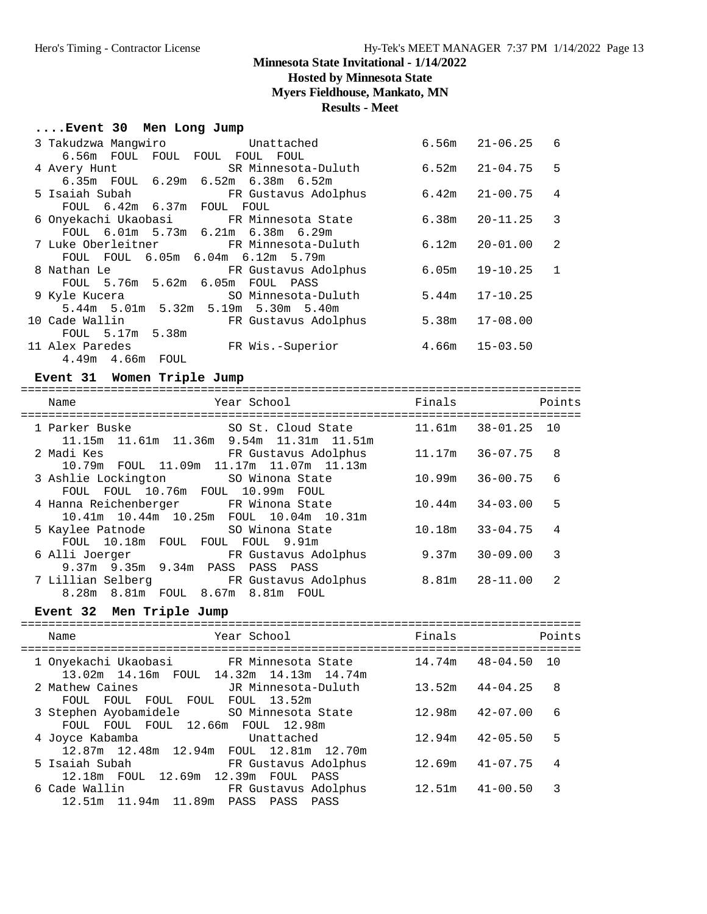# Minnesota State Invitational - 1/14/2022

## Hosted by Minnesota State

## Myers Fieldhouse, Mankato, MN

## Results - Meet

### ....Event 30 Men Long Jump

| Place | Name | Year | School | Finals | Finals (Imperial) | Points |
|---|---|---|---|---|---|---|
| 3 | Takudzwa Mangwiro | | Unattached | 6.56m | 21-06.25 | 6 |
| | 6.56m FOUL FOUL FOUL FOUL FOUL | | | | | |
| 4 | Avery Hunt | SR | Minnesota-Duluth | 6.52m | 21-04.75 | 5 |
| | 6.35m FOUL 6.29m 6.52m 6.38m 6.52m | | | | | |
| 5 | Isaiah Subah | FR | Gustavus Adolphus | 6.42m | 21-00.75 | 4 |
| | FOUL 6.42m 6.37m FOUL FOUL | | | | | |
| 6 | Onyekachi Ukaobasi | FR | Minnesota State | 6.38m | 20-11.25 | 3 |
| | FOUL 6.01m 5.73m 6.21m 6.38m 6.29m | | | | | |
| 7 | Luke Oberleitner | FR | Minnesota-Duluth | 6.12m | 20-01.00 | 2 |
| | FOUL FOUL 6.05m 6.04m 6.12m 5.79m | | | | | |
| 8 | Nathan Le | FR | Gustavus Adolphus | 6.05m | 19-10.25 | 1 |
| | FOUL 5.76m 5.62m 6.05m FOUL PASS | | | | | |
| 9 | Kyle Kucera | SO | Minnesota-Duluth | 5.44m | 17-10.25 | |
| | 5.44m 5.01m 5.32m 5.19m 5.30m 5.40m | | | | | |
| 10 | Cade Wallin | FR | Gustavus Adolphus | 5.38m | 17-08.00 | |
| | FOUL 5.17m 5.38m | | | | | |
| 11 | Alex Paredes | FR | Wis.-Superior | 4.66m | 15-03.50 | |
| | 4.49m 4.66m FOUL | | | | | |

### Event 31 Women Triple Jump

| Place | Name | Year | School | Finals | Finals (Imperial) | Points |
|---|---|---|---|---|---|---|
| 1 | Parker Buske | SO | St. Cloud State | 11.61m | 38-01.25 | 10 |
| | 11.15m 11.61m 11.36m 9.54m 11.31m 11.51m | | | | | |
| 2 | Madi Kes | FR | Gustavus Adolphus | 11.17m | 36-07.75 | 8 |
| | 10.79m FOUL 11.09m 11.17m 11.07m 11.13m | | | | | |
| 3 | Ashlie Lockington | SO | Winona State | 10.99m | 36-00.75 | 6 |
| | FOUL FOUL 10.76m FOUL 10.99m FOUL | | | | | |
| 4 | Hanna Reichenberger | FR | Winona State | 10.44m | 34-03.00 | 5 |
| | 10.41m 10.44m 10.25m FOUL 10.04m 10.31m | | | | | |
| 5 | Kaylee Patnode | SO | Winona State | 10.18m | 33-04.75 | 4 |
| | FOUL 10.18m FOUL FOUL FOUL 9.91m | | | | | |
| 6 | Alli Joerger | FR | Gustavus Adolphus | 9.37m | 30-09.00 | 3 |
| | 9.37m 9.35m 9.34m PASS PASS PASS | | | | | |
| 7 | Lillian Selberg | FR | Gustavus Adolphus | 8.81m | 28-11.00 | 2 |
| | 8.28m 8.81m FOUL 8.67m 8.81m FOUL | | | | | |

### Event 32 Men Triple Jump

| Place | Name | Year | School | Finals | Finals (Imperial) | Points |
|---|---|---|---|---|---|---|
| 1 | Onyekachi Ukaobasi | FR | Minnesota State | 14.74m | 48-04.50 | 10 |
| | 13.02m 14.16m FOUL 14.32m 14.13m 14.74m | | | | | |
| 2 | Mathew Caines | JR | Minnesota-Duluth | 13.52m | 44-04.25 | 8 |
| | FOUL FOUL FOUL FOUL FOUL 13.52m | | | | | |
| 3 | Stephen Ayobamidele | SO | Minnesota State | 12.98m | 42-07.00 | 6 |
| | FOUL FOUL FOUL 12.66m FOUL 12.98m | | | | | |
| 4 | Joyce Kabamba | | Unattached | 12.94m | 42-05.50 | 5 |
| | 12.87m 12.48m 12.94m FOUL 12.81m 12.70m | | | | | |
| 5 | Isaiah Subah | FR | Gustavus Adolphus | 12.69m | 41-07.75 | 4 |
| | 12.18m FOUL 12.69m 12.39m FOUL PASS | | | | | |
| 6 | Cade Wallin | FR | Gustavus Adolphus | 12.51m | 41-00.50 | 3 |
| | 12.51m 11.94m 11.89m PASS PASS PASS | | | | | |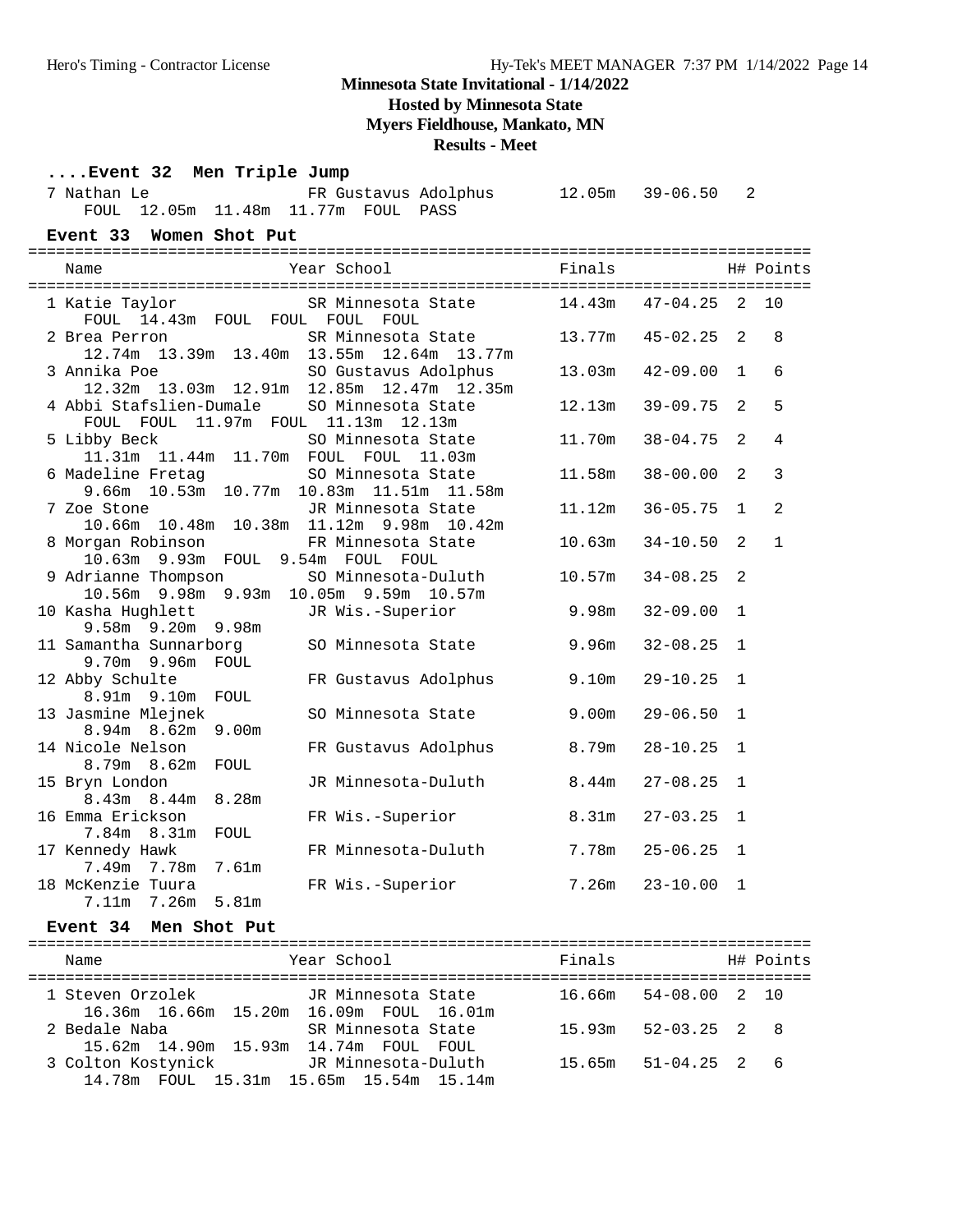# Minnesota State Invitational - 1/14/2022

## Hosted by Minnesota State

## Myers Fieldhouse, Mankato, MN

## Results - Meet

### ....Event 32 Men Triple Jump

| Place | Name | Year | School | Finals | | H# | Points |
|---|---|---|---|---|---|---|---|
| 7 | Nathan Le | FR | Gustavus Adolphus | 12.05m | 39-06.50 | 2 | |
| | FOUL 12.05m 11.48m 11.77m FOUL PASS | | | | | | |

### Event 33 Women Shot Put

| Place | Name | Year | School | Finals | | H# | Points |
|---|---|---|---|---|---|---|---|
| 1 | Katie Taylor | SR | Minnesota State | 14.43m | 47-04.25 | 2 | 10 |
| | FOUL 14.43m FOUL FOUL FOUL FOUL | | | | | | |
| 2 | Brea Perron | SR | Minnesota State | 13.77m | 45-02.25 | 2 | 8 |
| | 12.74m 13.39m 13.40m 13.55m 12.64m 13.77m | | | | | | |
| 3 | Annika Poe | SO | Gustavus Adolphus | 13.03m | 42-09.00 | 1 | 6 |
| | 12.32m 13.03m 12.91m 12.85m 12.47m 12.35m | | | | | | |
| 4 | Abbi Stafslien-Dumale | SO | Minnesota State | 12.13m | 39-09.75 | 2 | 5 |
| | FOUL FOUL 11.97m FOUL 11.13m 12.13m | | | | | | |
| 5 | Libby Beck | SO | Minnesota State | 11.70m | 38-04.75 | 2 | 4 |
| | 11.31m 11.44m 11.70m FOUL FOUL 11.03m | | | | | | |
| 6 | Madeline Fretag | SO | Minnesota State | 11.58m | 38-00.00 | 2 | 3 |
| | 9.66m 10.53m 10.77m 10.83m 11.51m 11.58m | | | | | | |
| 7 | Zoe Stone | JR | Minnesota State | 11.12m | 36-05.75 | 1 | 2 |
| | 10.66m 10.48m 10.38m 11.12m 9.98m 10.42m | | | | | | |
| 8 | Morgan Robinson | FR | Minnesota State | 10.63m | 34-10.50 | 2 | 1 |
| | 10.63m 9.93m FOUL 9.54m FOUL FOUL | | | | | | |
| 9 | Adrianne Thompson | SO | Minnesota-Duluth | 10.57m | 34-08.25 | 2 | |
| | 10.56m 9.98m 9.93m 10.05m 9.59m 10.57m | | | | | | |
| 10 | Kasha Hughlett | JR | Wis.-Superior | 9.98m | 32-09.00 | 1 | |
| | 9.58m 9.20m 9.98m | | | | | | |
| 11 | Samantha Sunnarborg | SO | Minnesota State | 9.96m | 32-08.25 | 1 | |
| | 9.70m 9.96m FOUL | | | | | | |
| 12 | Abby Schulte | FR | Gustavus Adolphus | 9.10m | 29-10.25 | 1 | |
| | 8.91m 9.10m FOUL | | | | | | |
| 13 | Jasmine Mlejnek | SO | Minnesota State | 9.00m | 29-06.50 | 1 | |
| | 8.94m 8.62m 9.00m | | | | | | |
| 14 | Nicole Nelson | FR | Gustavus Adolphus | 8.79m | 28-10.25 | 1 | |
| | 8.79m 8.62m FOUL | | | | | | |
| 15 | Bryn London | JR | Minnesota-Duluth | 8.44m | 27-08.25 | 1 | |
| | 8.43m 8.44m 8.28m | | | | | | |
| 16 | Emma Erickson | FR | Wis.-Superior | 8.31m | 27-03.25 | 1 | |
| | 7.84m 8.31m FOUL | | | | | | |
| 17 | Kennedy Hawk | FR | Minnesota-Duluth | 7.78m | 25-06.25 | 1 | |
| | 7.49m 7.78m 7.61m | | | | | | |
| 18 | McKenzie Tuura | FR | Wis.-Superior | 7.26m | 23-10.00 | 1 | |
| | 7.11m 7.26m 5.81m | | | | | | |

### Event 34 Men Shot Put

| Place | Name | Year | School | Finals | | H# | Points |
|---|---|---|---|---|---|---|---|
| 1 | Steven Orzolek | JR | Minnesota State | 16.66m | 54-08.00 | 2 | 10 |
| | 16.36m 16.66m 15.20m 16.09m FOUL 16.01m | | | | | | |
| 2 | Bedale Naba | SR | Minnesota State | 15.93m | 52-03.25 | 2 | 8 |
| | 15.62m 14.90m 15.93m 14.74m FOUL FOUL | | | | | | |
| 3 | Colton Kostynick | JR | Minnesota-Duluth | 15.65m | 51-04.25 | 2 | 6 |
| | 14.78m FOUL 15.31m 15.65m 15.54m 15.14m | | | | | | |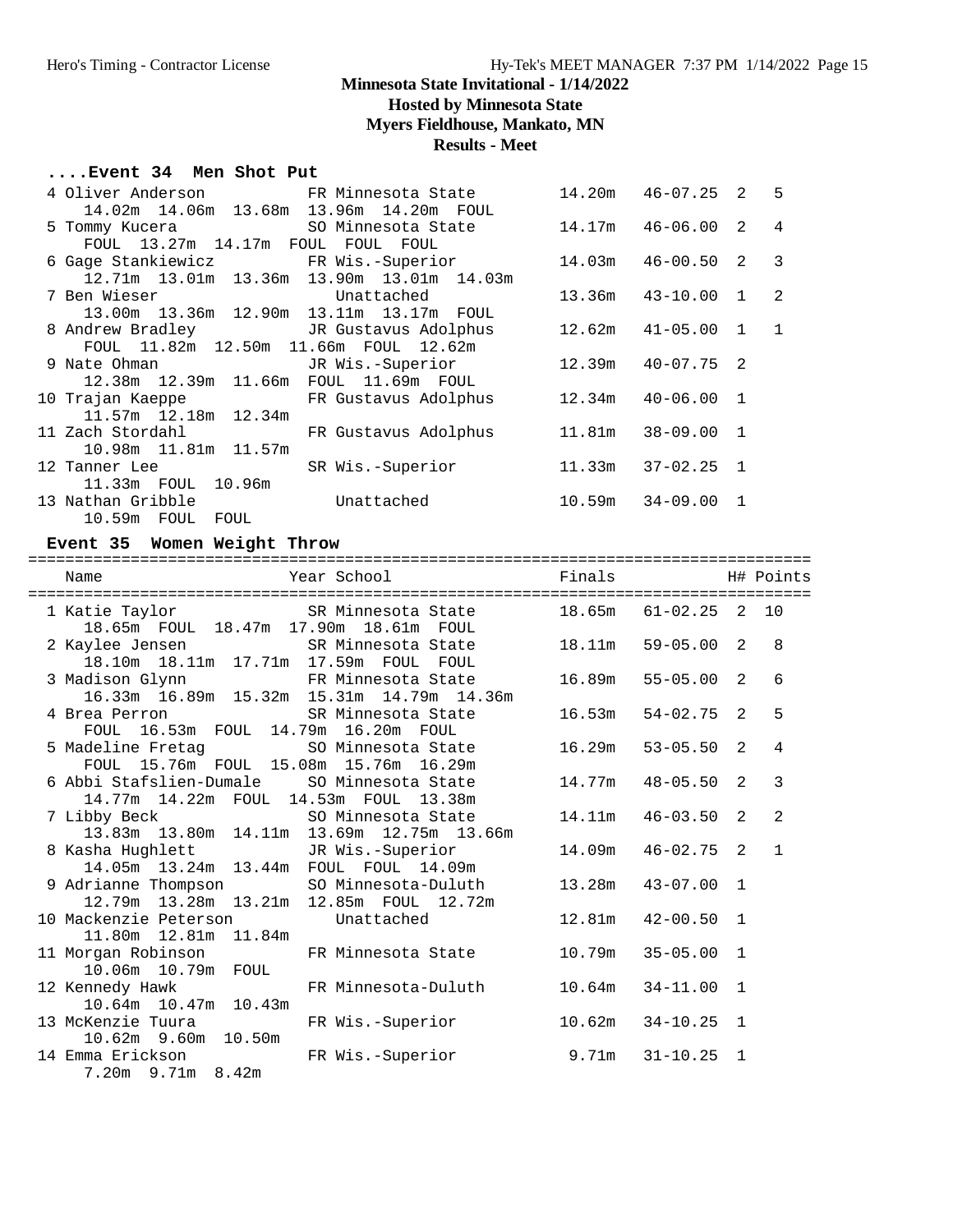# Minnesota State Invitational - 1/14/2022

**Hosted by Minnesota State**

**Myers Fieldhouse, Mankato, MN**

**Results - Meet**

### ....Event 34 Men Shot Put

| Place | Name | Year | School | Finals | | H# | Points |
|---|---|---|---|---|---|---|---|
| 4 | Oliver Anderson | FR | Minnesota State | 14.20m | 46-07.25 | 2 | 5 |
| | 14.02m 14.06m 13.68m 13.96m 14.20m FOUL | | | | | | |
| 5 | Tommy Kucera | SO | Minnesota State | 14.17m | 46-06.00 | 2 | 4 |
| | FOUL 13.27m 14.17m FOUL FOUL FOUL | | | | | | |
| 6 | Gage Stankiewicz | FR | Wis.-Superior | 14.03m | 46-00.50 | 2 | 3 |
| | 12.71m 13.01m 13.36m 13.90m 13.01m 14.03m | | | | | | |
| 7 | Ben Wieser | | Unattached | 13.36m | 43-10.00 | 1 | 2 |
| | 13.00m 13.36m 12.90m 13.11m 13.17m FOUL | | | | | | |
| 8 | Andrew Bradley | JR | Gustavus Adolphus | 12.62m | 41-05.00 | 1 | 1 |
| | FOUL 11.82m 12.50m 11.66m FOUL 12.62m | | | | | | |
| 9 | Nate Ohman | JR | Wis.-Superior | 12.39m | 40-07.75 | 2 | |
| | 12.38m 12.39m 11.66m FOUL 11.69m FOUL | | | | | | |
| 10 | Trajan Kaeppe | FR | Gustavus Adolphus | 12.34m | 40-06.00 | 1 | |
| | 11.57m 12.18m 12.34m | | | | | | |
| 11 | Zach Stordahl | FR | Gustavus Adolphus | 11.81m | 38-09.00 | 1 | |
| | 10.98m 11.81m 11.57m | | | | | | |
| 12 | Tanner Lee | SR | Wis.-Superior | 11.33m | 37-02.25 | 1 | |
| | 11.33m FOUL 10.96m | | | | | | |
| 13 | Nathan Gribble | | Unattached | 10.59m | 34-09.00 | 1 | |
| | 10.59m FOUL FOUL | | | | | | |

### Event 35 Women Weight Throw

| Place | Name | Year | School | Finals | | H# | Points |
|---|---|---|---|---|---|---|---|
| 1 | Katie Taylor | SR | Minnesota State | 18.65m | 61-02.25 | 2 | 10 |
| | 18.65m FOUL 18.47m 17.90m 18.61m FOUL | | | | | | |
| 2 | Kaylee Jensen | SR | Minnesota State | 18.11m | 59-05.00 | 2 | 8 |
| | 18.10m 18.11m 17.71m 17.59m FOUL FOUL | | | | | | |
| 3 | Madison Glynn | FR | Minnesota State | 16.89m | 55-05.00 | 2 | 6 |
| | 16.33m 16.89m 15.32m 15.31m 14.79m 14.36m | | | | | | |
| 4 | Brea Perron | SR | Minnesota State | 16.53m | 54-02.75 | 2 | 5 |
| | FOUL 16.53m FOUL 14.79m 16.20m FOUL | | | | | | |
| 5 | Madeline Fretag | SO | Minnesota State | 16.29m | 53-05.50 | 2 | 4 |
| | FOUL 15.76m FOUL 15.08m 15.76m 16.29m | | | | | | |
| 6 | Abbi Stafslien-Dumale | SO | Minnesota State | 14.77m | 48-05.50 | 2 | 3 |
| | 14.77m 14.22m FOUL 14.53m FOUL 13.38m | | | | | | |
| 7 | Libby Beck | SO | Minnesota State | 14.11m | 46-03.50 | 2 | 2 |
| | 13.83m 13.80m 14.11m 13.69m 12.75m 13.66m | | | | | | |
| 8 | Kasha Hughlett | JR | Wis.-Superior | 14.09m | 46-02.75 | 2 | 1 |
| | 14.05m 13.24m 13.44m FOUL FOUL 14.09m | | | | | | |
| 9 | Adrianne Thompson | SO | Minnesota-Duluth | 13.28m | 43-07.00 | 1 | |
| | 12.79m 13.28m 13.21m 12.85m FOUL 12.72m | | | | | | |
| 10 | Mackenzie Peterson | | Unattached | 12.81m | 42-00.50 | 1 | |
| | 11.80m 12.81m 11.84m | | | | | | |
| 11 | Morgan Robinson | FR | Minnesota State | 10.79m | 35-05.00 | 1 | |
| | 10.06m 10.79m FOUL | | | | | | |
| 12 | Kennedy Hawk | FR | Minnesota-Duluth | 10.64m | 34-11.00 | 1 | |
| | 10.64m 10.47m 10.43m | | | | | | |
| 13 | McKenzie Tuura | FR | Wis.-Superior | 10.62m | 34-10.25 | 1 | |
| | 10.62m 9.60m 10.50m | | | | | | |
| 14 | Emma Erickson | FR | Wis.-Superior | 9.71m | 31-10.25 | 1 | |
| | 7.20m 9.71m 8.42m | | | | | | |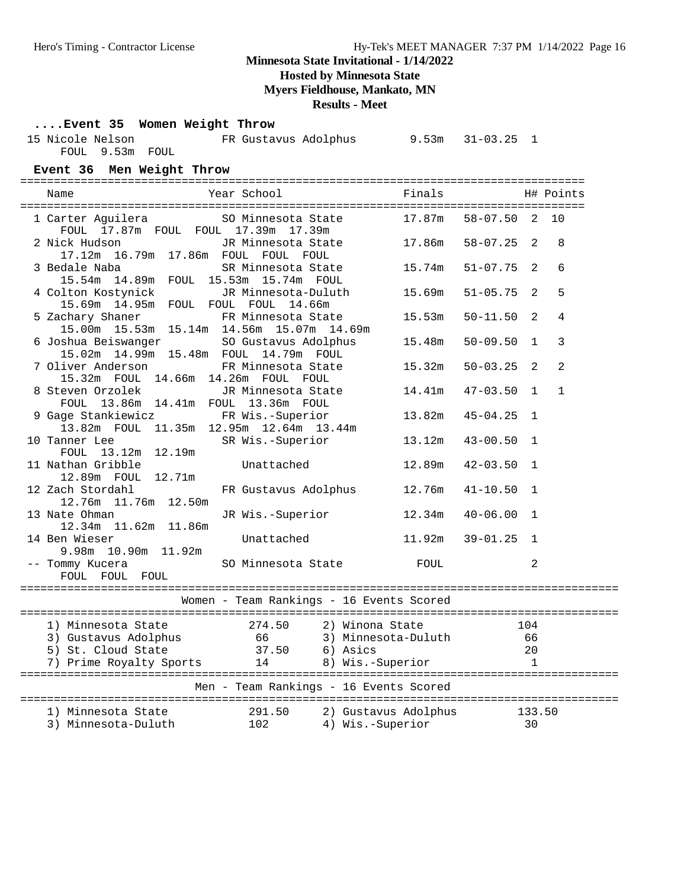# Minnesota State Invitational - 1/14/2022

**Hosted by Minnesota State**

**Myers Fieldhouse, Mankato, MN**

**Results - Meet**

### ....Event 35 Women Weight Throw

| Name | Year | School | Finals | | H# | Points |
|---|---|---|---|---|---|---|
| 15 Nicole Nelson | FR | Gustavus Adolphus | 9.53m | 31-03.25 | 1 | |
| FOUL 9.53m FOUL | | | | | | |

### Event 36 Men Weight Throw

| Name | Year | School | Finals | | H# | Points |
|---|---|---|---|---|---|---|
| 1 Carter Aguilera | SO | Minnesota State | 17.87m | 58-07.50 | 2 | 10 |
| FOUL 17.87m FOUL FOUL 17.39m 17.39m | | | | | | |
| 2 Nick Hudson | JR | Minnesota State | 17.86m | 58-07.25 | 2 | 8 |
| 17.12m 16.79m 17.86m FOUL FOUL FOUL | | | | | | |
| 3 Bedale Naba | SR | Minnesota State | 15.74m | 51-07.75 | 2 | 6 |
| 15.54m 14.89m FOUL 15.53m 15.74m FOUL | | | | | | |
| 4 Colton Kostynick | JR | Minnesota-Duluth | 15.69m | 51-05.75 | 2 | 5 |
| 15.69m 14.95m FOUL FOUL FOUL 14.66m | | | | | | |
| 5 Zachary Shaner | FR | Minnesota State | 15.53m | 50-11.50 | 2 | 4 |
| 15.00m 15.53m 15.14m 14.56m 15.07m 14.69m | | | | | | |
| 6 Joshua Beiswanger | SO | Gustavus Adolphus | 15.48m | 50-09.50 | 1 | 3 |
| 15.02m 14.99m 15.48m FOUL 14.79m FOUL | | | | | | |
| 7 Oliver Anderson | FR | Minnesota State | 15.32m | 50-03.25 | 2 | 2 |
| 15.32m FOUL 14.66m 14.26m FOUL FOUL | | | | | | |
| 8 Steven Orzolek | JR | Minnesota State | 14.41m | 47-03.50 | 1 | 1 |
| FOUL 13.86m 14.41m FOUL 13.36m FOUL | | | | | | |
| 9 Gage Stankiewicz | FR | Wis.-Superior | 13.82m | 45-04.25 | 1 | |
| 13.82m FOUL 11.35m 12.95m 12.64m 13.44m | | | | | | |
| 10 Tanner Lee | SR | Wis.-Superior | 13.12m | 43-00.50 | 1 | |
| FOUL 13.12m 12.19m | | | | | | |
| 11 Nathan Gribble | | Unattached | 12.89m | 42-03.50 | 1 | |
| 12.89m FOUL 12.71m | | | | | | |
| 12 Zach Stordahl | FR | Gustavus Adolphus | 12.76m | 41-10.50 | 1 | |
| 12.76m 11.76m 12.50m | | | | | | |
| 13 Nate Ohman | JR | Wis.-Superior | 12.34m | 40-06.00 | 1 | |
| 12.34m 11.62m 11.86m | | | | | | |
| 14 Ben Wieser | | Unattached | 11.92m | 39-01.25 | 1 | |
| 9.98m 10.90m 11.92m | | | | | | |
| -- Tommy Kucera | SO | Minnesota State | FOUL | | 2 | |
| FOUL FOUL FOUL | | | | | | |

### Women - Team Rankings - 16 Events Scored

| | | | |
|---|---|---|---|
| 1) Minnesota State | 274.50 | 2) Winona State | 104 |
| 3) Gustavus Adolphus | 66 | 3) Minnesota-Duluth | 66 |
| 5) St. Cloud State | 37.50 | 6) Asics | 20 |
| 7) Prime Royalty Sports | 14 | 8) Wis.-Superior | 1 |

### Men - Team Rankings - 16 Events Scored

| | | | |
|---|---|---|---|
| 1) Minnesota State | 291.50 | 2) Gustavus Adolphus | 133.50 |
| 3) Minnesota-Duluth | 102 | 4) Wis.-Superior | 30 |